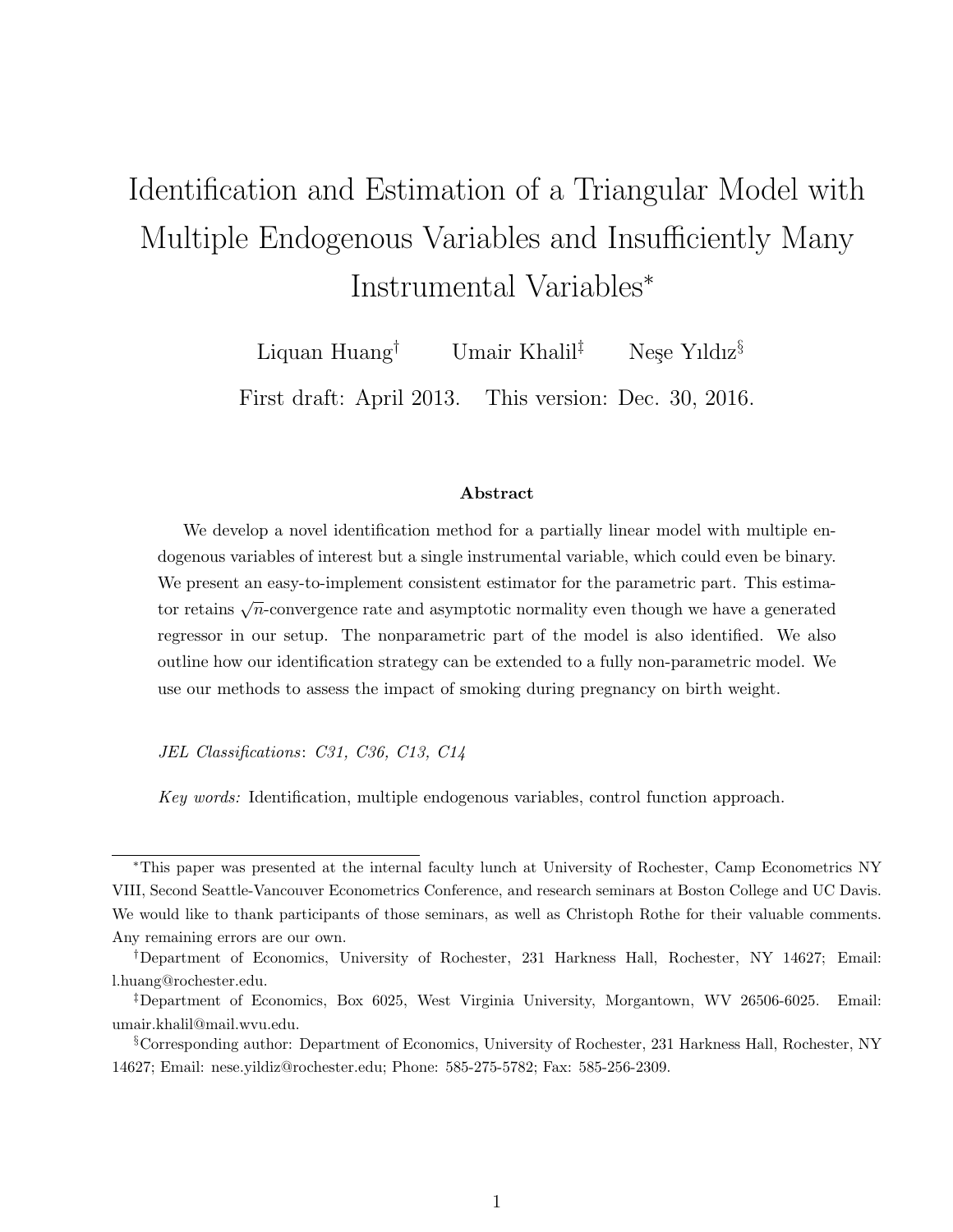# Identification and Estimation of a Triangular Model with Multiple Endogenous Variables and Insufficiently Many Instrumental Variables*

Liquan Huang[†] Umair Khalil[‡] Neşe Yıldız[§]

First draft: April 2013. This version: Dec. 30, 2016.

### Abstract

We develop a novel identification method for a partially linear model with multiple endogenous variables of interest but a single instrumental variable, which could even be binary. We present an easy-to-implement consistent estimator for the parametric part. This estimator retains $\sqrt{n}$-convergence rate and asymptotic normality even though we have a generated regressor in our setup. The nonparametric part of the model is also identified. We also outline how our identification strategy can be extended to a fully non-parametric model. We use our methods to assess the impact of smoking during pregnancy on birth weight.

*JEL Classifications*: *C31, C36, C13, C14*

*Key words:* Identification, multiple endogenous variables, control function approach.

---

*This paper was presented at the internal faculty lunch at University of Rochester, Camp Econometrics NY VIII, Second Seattle-Vancouver Econometrics Conference, and research seminars at Boston College and UC Davis. We would like to thank participants of those seminars, as well as Christoph Rothe for their valuable comments. Any remaining errors are our own.

[†]Department of Economics, University of Rochester, 231 Harkness Hall, Rochester, NY 14627; Email: l.huang@rochester.edu.

[‡]Department of Economics, Box 6025, West Virginia University, Morgantown, WV 26506-6025. Email: umair.khalil@mail.wvu.edu.

[§]Corresponding author: Department of Economics, University of Rochester, 231 Harkness Hall, Rochester, NY 14627; Email: nese.yildiz@rochester.edu; Phone: 585-275-5782; Fax: 585-256-2309.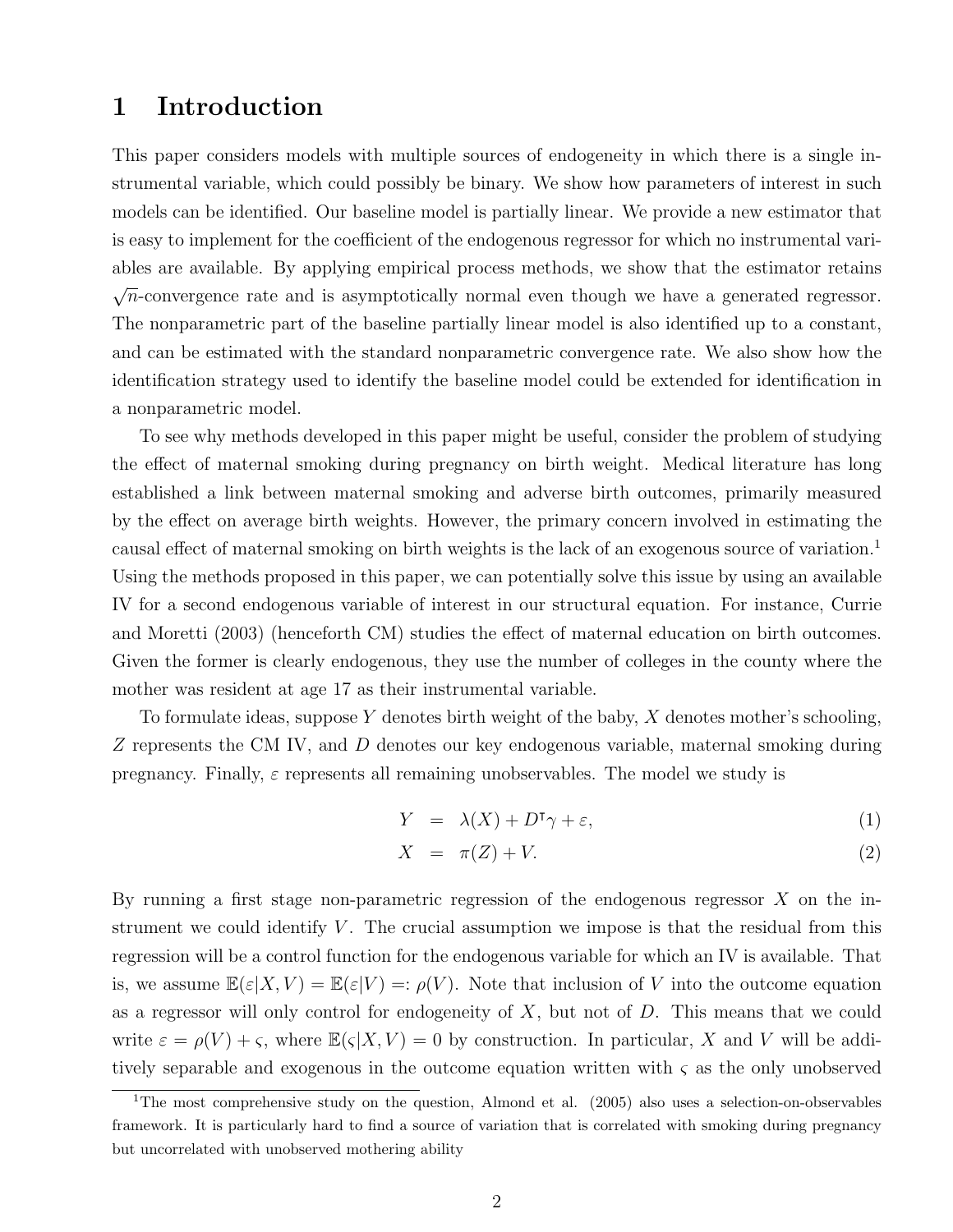# 1 Introduction

This paper considers models with multiple sources of endogeneity in which there is a single instrumental variable, which could possibly be binary. We show how parameters of interest in such models can be identified. Our baseline model is partially linear. We provide a new estimator that is easy to implement for the coefficient of the endogenous regressor for which no instrumental variables are available. By applying empirical process methods, we show that the estimator retains $\sqrt{n}$-convergence rate and is asymptotically normal even though we have a generated regressor. The nonparametric part of the baseline partially linear model is also identified up to a constant, and can be estimated with the standard nonparametric convergence rate. We also show how the identification strategy used to identify the baseline model could be extended for identification in a nonparametric model.

To see why methods developed in this paper might be useful, consider the problem of studying the effect of maternal smoking during pregnancy on birth weight. Medical literature has long established a link between maternal smoking and adverse birth outcomes, primarily measured by the effect on average birth weights. However, the primary concern involved in estimating the causal effect of maternal smoking on birth weights is the lack of an exogenous source of variation.[1] Using the methods proposed in this paper, we can potentially solve this issue by using an available IV for a second endogenous variable of interest in our structural equation. For instance, Currie and Moretti (2003) (henceforth CM) studies the effect of maternal education on birth outcomes. Given the former is clearly endogenous, they use the number of colleges in the county where the mother was resident at age 17 as their instrumental variable.

To formulate ideas, suppose $Y$ denotes birth weight of the baby, $X$ denotes mother's schooling, $Z$ represents the CM IV, and $D$ denotes our key endogenous variable, maternal smoking during pregnancy. Finally, $\varepsilon$ represents all remaining unobservables. The model we study is

$$Y = \lambda(X) + D^{\intercal}\gamma + \varepsilon, \tag{1}$$

$$X = \pi(Z) + V. \tag{2}$$

By running a first stage non-parametric regression of the endogenous regressor $X$ on the instrument we could identify $V$. The crucial assumption we impose is that the residual from this regression will be a control function for the endogenous variable for which an IV is available. That is, we assume $\mathbb{E}(\varepsilon|X, V) = \mathbb{E}(\varepsilon|V) =: \rho(V)$. Note that inclusion of $V$ into the outcome equation as a regressor will only control for endogeneity of $X$, but not of $D$. This means that we could write $\varepsilon = \rho(V) + \varsigma$, where $\mathbb{E}(\varsigma|X, V) = 0$ by construction. In particular, $X$ and $V$ will be additively separable and exogenous in the outcome equation written with $\varsigma$ as the only unobserved

[1] The most comprehensive study on the question, Almond et al. (2005) also uses a selection-on-observables framework. It is particularly hard to find a source of variation that is correlated with smoking during pregnancy but uncorrelated with unobserved mothering ability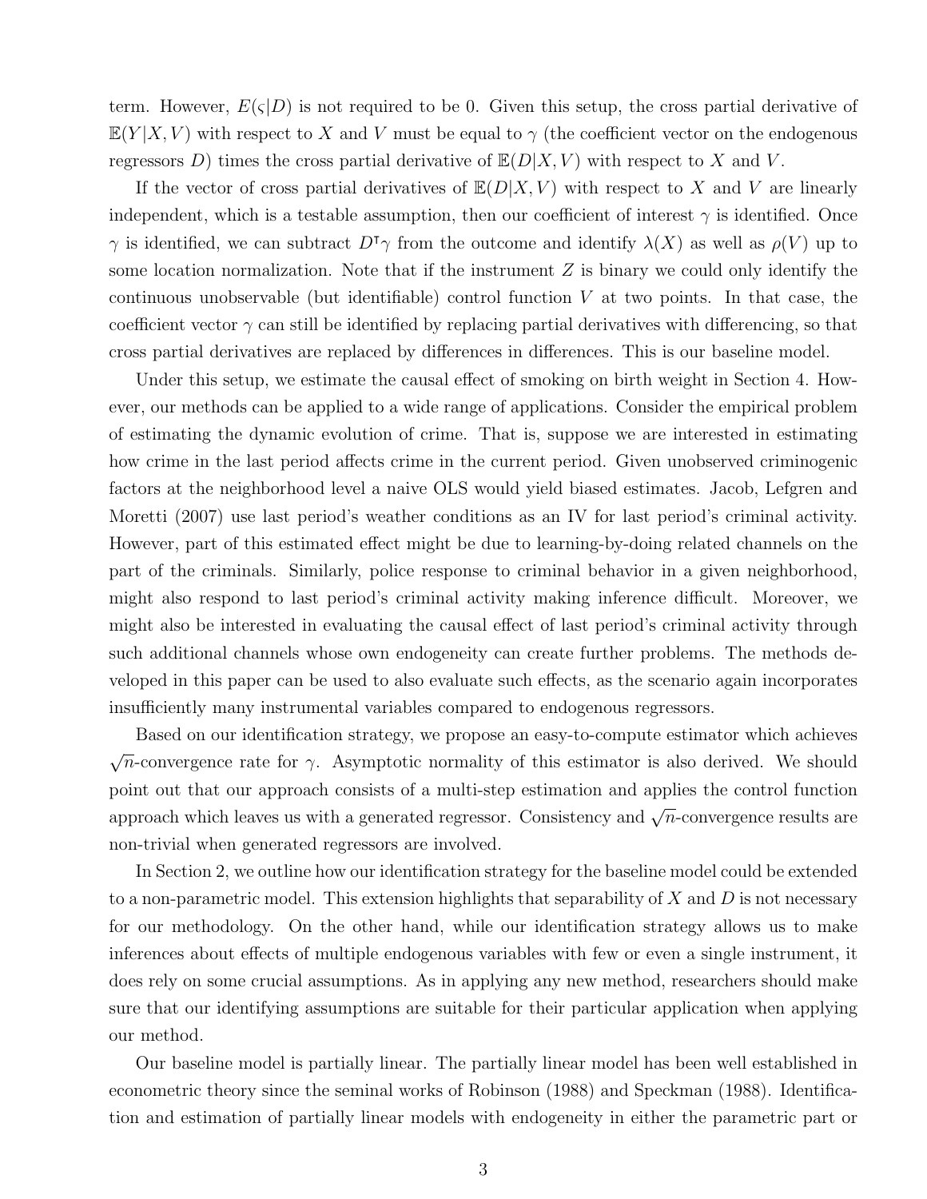term. However, $E(\varsigma|D)$ is not required to be 0. Given this setup, the cross partial derivative of $\mathbb{E}(Y|X,V)$ with respect to $X$ and $V$ must be equal to $\gamma$ (the coefficient vector on the endogenous regressors $D$) times the cross partial derivative of $\mathbb{E}(D|X,V)$ with respect to $X$ and $V$.

If the vector of cross partial derivatives of $\mathbb{E}(D|X,V)$ with respect to $X$ and $V$ are linearly independent, which is a testable assumption, then our coefficient of interest $\gamma$ is identified. Once $\gamma$ is identified, we can subtract $D^\intercal\gamma$ from the outcome and identify $\lambda(X)$ as well as $\rho(V)$ up to some location normalization. Note that if the instrument $Z$ is binary we could only identify the continuous unobservable (but identifiable) control function $V$ at two points. In that case, the coefficient vector $\gamma$ can still be identified by replacing partial derivatives with differencing, so that cross partial derivatives are replaced by differences in differences. This is our baseline model.

Under this setup, we estimate the causal effect of smoking on birth weight in Section 4. However, our methods can be applied to a wide range of applications. Consider the empirical problem of estimating the dynamic evolution of crime. That is, suppose we are interested in estimating how crime in the last period affects crime in the current period. Given unobserved criminogenic factors at the neighborhood level a naive OLS would yield biased estimates. Jacob, Lefgren and Moretti (2007) use last period's weather conditions as an IV for last period's criminal activity. However, part of this estimated effect might be due to learning-by-doing related channels on the part of the criminals. Similarly, police response to criminal behavior in a given neighborhood, might also respond to last period's criminal activity making inference difficult. Moreover, we might also be interested in evaluating the causal effect of last period's criminal activity through such additional channels whose own endogeneity can create further problems. The methods developed in this paper can be used to also evaluate such effects, as the scenario again incorporates insufficiently many instrumental variables compared to endogenous regressors.

Based on our identification strategy, we propose an easy-to-compute estimator which achieves $\sqrt{n}$-convergence rate for $\gamma$. Asymptotic normality of this estimator is also derived. We should point out that our approach consists of a multi-step estimation and applies the control function approach which leaves us with a generated regressor. Consistency and $\sqrt{n}$-convergence results are non-trivial when generated regressors are involved.

In Section 2, we outline how our identification strategy for the baseline model could be extended to a non-parametric model. This extension highlights that separability of $X$ and $D$ is not necessary for our methodology. On the other hand, while our identification strategy allows us to make inferences about effects of multiple endogenous variables with few or even a single instrument, it does rely on some crucial assumptions. As in applying any new method, researchers should make sure that our identifying assumptions are suitable for their particular application when applying our method.

Our baseline model is partially linear. The partially linear model has been well established in econometric theory since the seminal works of Robinson (1988) and Speckman (1988). Identification and estimation of partially linear models with endogeneity in either the parametric part or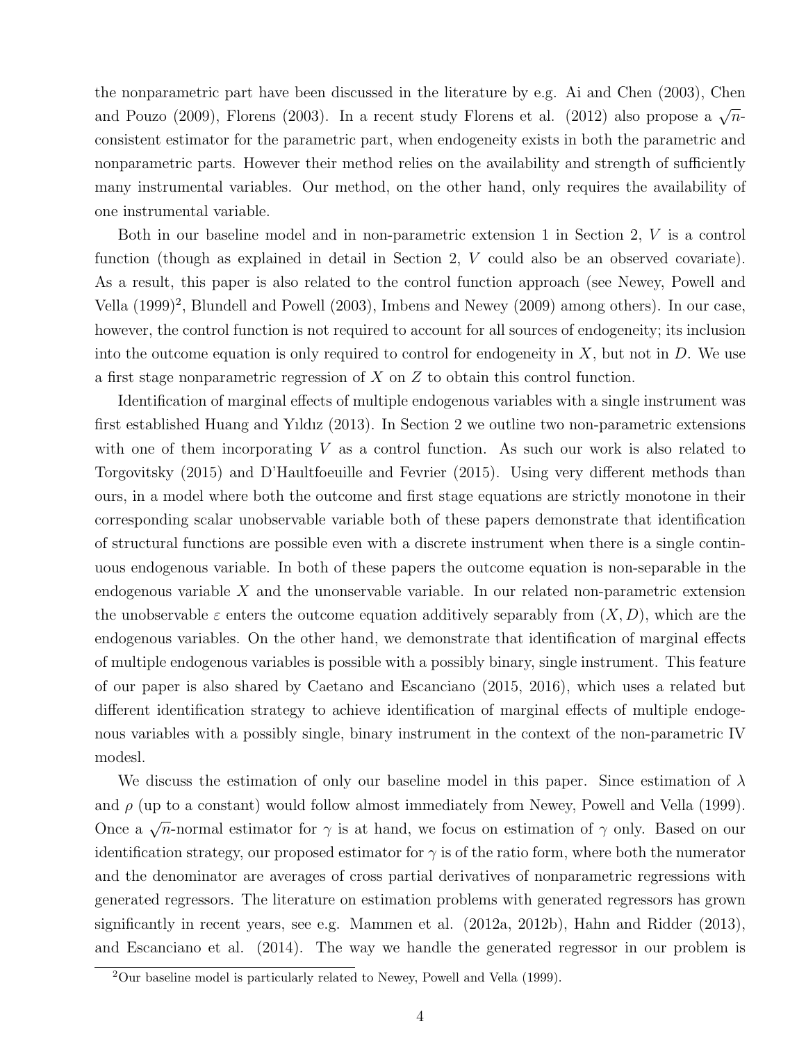the nonparametric part have been discussed in the literature by e.g. Ai and Chen (2003), Chen and Pouzo (2009), Florens (2003). In a recent study Florens et al. (2012) also propose a $\sqrt{n}$-consistent estimator for the parametric part, when endogeneity exists in both the parametric and nonparametric parts. However their method relies on the availability and strength of sufficiently many instrumental variables. Our method, on the other hand, only requires the availability of one instrumental variable.

Both in our baseline model and in non-parametric extension 1 in Section 2, $V$ is a control function (though as explained in detail in Section 2, $V$ could also be an observed covariate). As a result, this paper is also related to the control function approach (see Newey, Powell and Vella (1999)[2], Blundell and Powell (2003), Imbens and Newey (2009) among others). In our case, however, the control function is not required to account for all sources of endogeneity; its inclusion into the outcome equation is only required to control for endogeneity in $X$, but not in $D$. We use a first stage nonparametric regression of $X$ on $Z$ to obtain this control function.

Identification of marginal effects of multiple endogenous variables with a single instrument was first established Huang and Yıldız (2013). In Section 2 we outline two non-parametric extensions with one of them incorporating $V$ as a control function. As such our work is also related to Torgovitsky (2015) and D'Haultfoeuille and Fevrier (2015). Using very different methods than ours, in a model where both the outcome and first stage equations are strictly monotone in their corresponding scalar unobservable variable both of these papers demonstrate that identification of structural functions are possible even with a discrete instrument when there is a single continuous endogenous variable. In both of these papers the outcome equation is non-separable in the endogenous variable $X$ and the unonservable variable. In our related non-parametric extension the unobservable $\varepsilon$ enters the outcome equation additively separably from $(X, D)$, which are the endogenous variables. On the other hand, we demonstrate that identification of marginal effects of multiple endogenous variables is possible with a possibly binary, single instrument. This feature of our paper is also shared by Caetano and Escanciano (2015, 2016), which uses a related but different identification strategy to achieve identification of marginal effects of multiple endogenous variables with a possibly single, binary instrument in the context of the non-parametric IV modesl.

We discuss the estimation of only our baseline model in this paper. Since estimation of $\lambda$ and $\rho$ (up to a constant) would follow almost immediately from Newey, Powell and Vella (1999). Once a $\sqrt{n}$-normal estimator for $\gamma$ is at hand, we focus on estimation of $\gamma$ only. Based on our identification strategy, our proposed estimator for $\gamma$ is of the ratio form, where both the numerator and the denominator are averages of cross partial derivatives of nonparametric regressions with generated regressors. The literature on estimation problems with generated regressors has grown significantly in recent years, see e.g. Mammen et al. (2012a, 2012b), Hahn and Ridder (2013), and Escanciano et al. (2014). The way we handle the generated regressor in our problem is

[2]Our baseline model is particularly related to Newey, Powell and Vella (1999).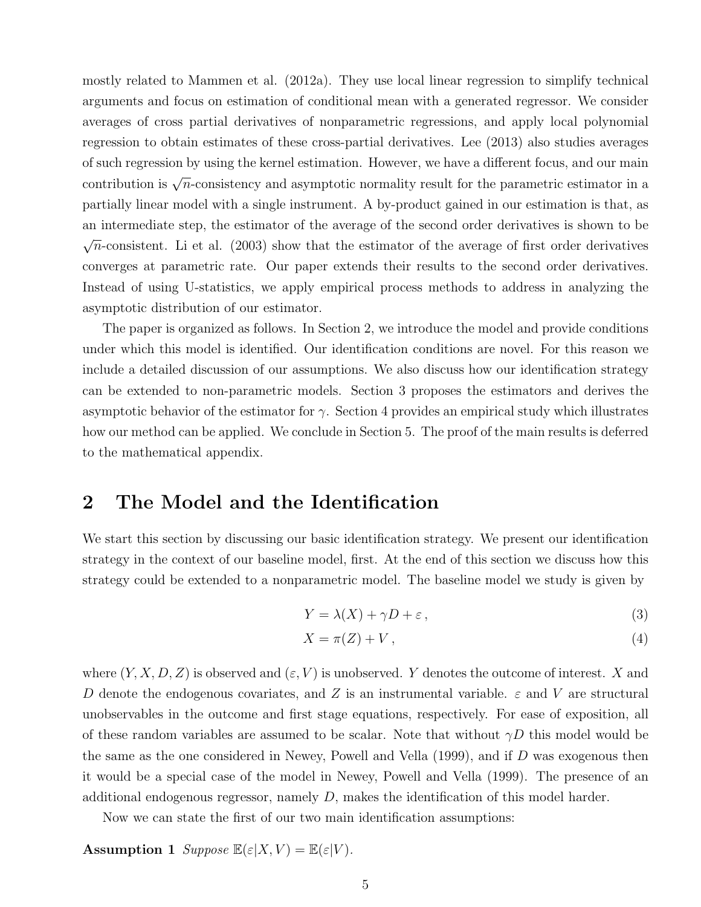mostly related to Mammen et al. (2012a). They use local linear regression to simplify technical arguments and focus on estimation of conditional mean with a generated regressor. We consider averages of cross partial derivatives of nonparametric regressions, and apply local polynomial regression to obtain estimates of these cross-partial derivatives. Lee (2013) also studies averages of such regression by using the kernel estimation. However, we have a different focus, and our main contribution is $\sqrt{n}$-consistency and asymptotic normality result for the parametric estimator in a partially linear model with a single instrument. A by-product gained in our estimation is that, as an intermediate step, the estimator of the average of the second order derivatives is shown to be $\sqrt{n}$-consistent. Li et al. (2003) show that the estimator of the average of first order derivatives converges at parametric rate. Our paper extends their results to the second order derivatives. Instead of using U-statistics, we apply empirical process methods to address in analyzing the asymptotic distribution of our estimator.

The paper is organized as follows. In Section 2, we introduce the model and provide conditions under which this model is identified. Our identification conditions are novel. For this reason we include a detailed discussion of our assumptions. We also discuss how our identification strategy can be extended to non-parametric models. Section 3 proposes the estimators and derives the asymptotic behavior of the estimator for $\gamma$. Section 4 provides an empirical study which illustrates how our method can be applied. We conclude in Section 5. The proof of the main results is deferred to the mathematical appendix.

# 2 The Model and the Identification

We start this section by discussing our basic identification strategy. We present our identification strategy in the context of our baseline model, first. At the end of this section we discuss how this strategy could be extended to a nonparametric model. The baseline model we study is given by

$$Y = \lambda(X) + \gamma D + \varepsilon \,, \tag{3}$$

$$X = \pi(Z) + V \,, \tag{4}$$

where $(Y, X, D, Z)$ is observed and $(\varepsilon, V)$ is unobserved. $Y$ denotes the outcome of interest. $X$ and $D$ denote the endogenous covariates, and $Z$ is an instrumental variable. $\varepsilon$ and $V$ are structural unobservables in the outcome and first stage equations, respectively. For ease of exposition, all of these random variables are assumed to be scalar. Note that without $\gamma D$ this model would be the same as the one considered in Newey, Powell and Vella (1999), and if $D$ was exogenous then it would be a special case of the model in Newey, Powell and Vella (1999). The presence of an additional endogenous regressor, namely $D$, makes the identification of this model harder.

Now we can state the first of our two main identification assumptions:

**Assumption 1** *Suppose* $\mathbb{E}(\varepsilon|X, V) = \mathbb{E}(\varepsilon|V)$.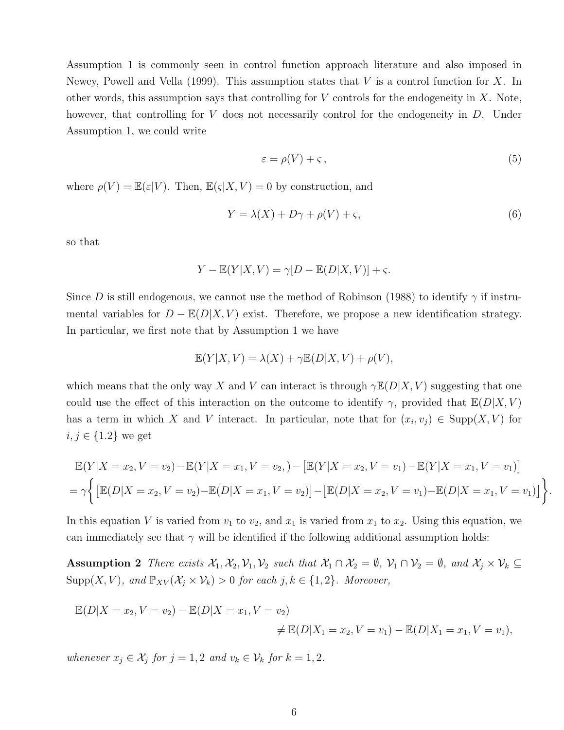Assumption 1 is commonly seen in control function approach literature and also imposed in Newey, Powell and Vella (1999). This assumption states that $V$ is a control function for $X$. In other words, this assumption says that controlling for $V$ controls for the endogeneity in $X$. Note, however, that controlling for $V$ does not necessarily control for the endogeneity in $D$. Under Assumption 1, we could write

$$\varepsilon = \rho(V) + \varsigma\,, \tag{5}$$

where $\rho(V) = \mathbb{E}(\varepsilon|V)$. Then, $\mathbb{E}(\varsigma|X,V) = 0$ by construction, and

$$Y = \lambda(X) + D\gamma + \rho(V) + \varsigma, \tag{6}$$

so that

$$Y - \mathbb{E}(Y|X,V) = \gamma[D - \mathbb{E}(D|X,V)] + \varsigma.$$

Since $D$ is still endogenous, we cannot use the method of Robinson (1988) to identify $\gamma$ if instrumental variables for $D - \mathbb{E}(D|X,V)$ exist. Therefore, we propose a new identification strategy. In particular, we first note that by Assumption 1 we have

$$\mathbb{E}(Y|X,V) = \lambda(X) + \gamma\mathbb{E}(D|X,V) + \rho(V),$$

which means that the only way $X$ and $V$ can interact is through $\gamma\mathbb{E}(D|X,V)$ suggesting that one could use the effect of this interaction on the outcome to identify $\gamma$, provided that $\mathbb{E}(D|X,V)$ has a term in which $X$ and $V$ interact. In particular, note that for $(x_i, v_j) \in \text{Supp}(X,V)$ for $i, j \in \{1.2\}$ we get

$$\begin{aligned}
&\mathbb{E}(Y|X = x_2, V = v_2) - \mathbb{E}(Y|X = x_1, V = v_2,) - \big[\mathbb{E}(Y|X = x_2, V = v_1) - \mathbb{E}(Y|X = x_1, V = v_1)\big] \\
&= \gamma\Big\{\big[\mathbb{E}(D|X = x_2, V = v_2) - \mathbb{E}(D|X = x_1, V = v_2)\big] - \big[\mathbb{E}(D|X = x_2, V = v_1) - \mathbb{E}(D|X = x_1, V = v_1)\big]\Big\}.
\end{aligned}$$

In this equation $V$ is varied from $v_1$ to $v_2$, and $x_1$ is varied from $x_1$ to $x_2$. Using this equation, we can immediately see that $\gamma$ will be identified if the following additional assumption holds:

**Assumption 2** *There exists $\mathcal{X}_1, \mathcal{X}_2, \mathcal{V}_1, \mathcal{V}_2$ such that $\mathcal{X}_1 \cap \mathcal{X}_2 = \emptyset$, $\mathcal{V}_1 \cap \mathcal{V}_2 = \emptyset$, and $\mathcal{X}_j \times \mathcal{V}_k \subseteq \text{Supp}(X,V)$, and $\mathbb{P}_{XV}(\mathcal{X}_j \times \mathcal{V}_k) > 0$ for each $j, k \in \{1, 2\}$. Moreover,*

$$\begin{aligned}
&\mathbb{E}(D|X = x_2, V = v_2) - \mathbb{E}(D|X = x_1, V = v_2) \\
&\qquad\qquad\neq \mathbb{E}(D|X_1 = x_2, V = v_1) - \mathbb{E}(D|X_1 = x_1, V = v_1),
\end{aligned}$$

*whenever $x_j \in \mathcal{X}_j$ for $j = 1, 2$ and $v_k \in \mathcal{V}_k$ for $k = 1, 2$.*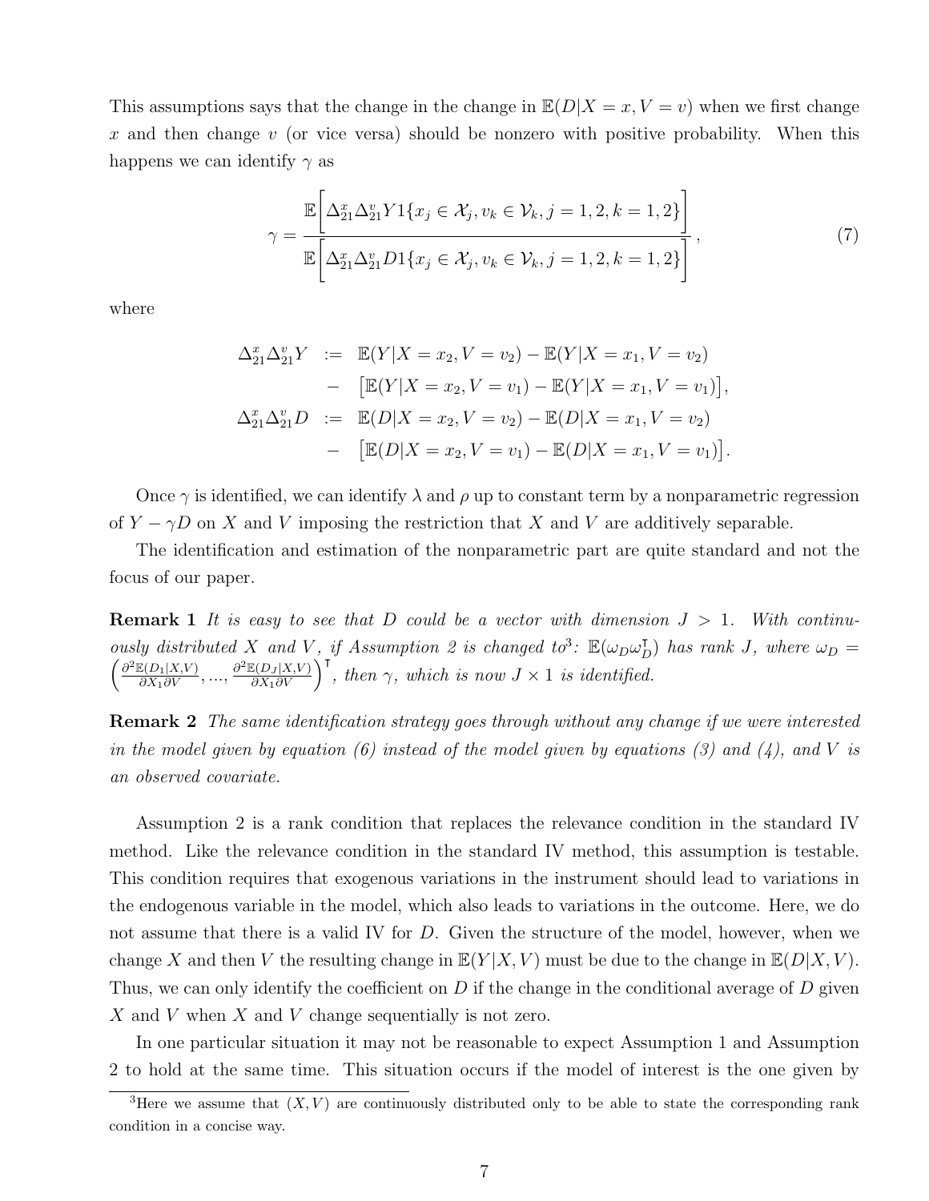This assumptions says that the change in the change in $\mathbb{E}(D|X = x, V = v)$ when we first change $x$ and then change $v$ (or vice versa) should be nonzero with positive probability. When this happens we can identify $\gamma$ as

$$
\gamma = \frac{\mathbb{E}\Big[\Delta^x_{21}\Delta^v_{21} Y 1\{x_j \in \mathcal{X}_j, v_k \in \mathcal{V}_k, j = 1, 2, k = 1, 2\}\Big]}{\mathbb{E}\Big[\Delta^x_{21}\Delta^v_{21} D 1\{x_j \in \mathcal{X}_j, v_k \in \mathcal{V}_k, j = 1, 2, k = 1, 2\}\Big]}, \tag{7}
$$

where

$$
\begin{aligned}
\Delta^x_{21}\Delta^v_{21} Y &:= \mathbb{E}(Y|X = x_2, V = v_2) - \mathbb{E}(Y|X = x_1, V = v_2) \\
&\quad - \big[\mathbb{E}(Y|X = x_2, V = v_1) - \mathbb{E}(Y|X = x_1, V = v_1)\big], \\
\Delta^x_{21}\Delta^v_{21} D &:= \mathbb{E}(D|X = x_2, V = v_2) - \mathbb{E}(D|X = x_1, V = v_2) \\
&\quad - \big[\mathbb{E}(D|X = x_2, V = v_1) - \mathbb{E}(D|X = x_1, V = v_1)\big].
\end{aligned}
$$

Once $\gamma$ is identified, we can identify $\lambda$ and $\rho$ up to constant term by a nonparametric regression of $Y - \gamma D$ on $X$ and $V$ imposing the restriction that $X$ and $V$ are additively separable.

The identification and estimation of the nonparametric part are quite standard and not the focus of our paper.

**Remark 1** *It is easy to see that $D$ could be a vector with dimension $J > 1$. With continuously distributed $X$ and $V$, if Assumption 2 is changed to*[3]*: $\mathbb{E}(\omega_D \omega_D^{\intercal})$ has rank $J$, where $\omega_D = \left(\frac{\partial^2 \mathbb{E}(D_1|X,V)}{\partial X_1 \partial V}, ..., \frac{\partial^2 \mathbb{E}(D_J|X,V)}{\partial X_1 \partial V}\right)^{\intercal}$, then $\gamma$, which is now $J \times 1$ is identified.*

**Remark 2** *The same identification strategy goes through without any change if we were interested in the model given by equation (6) instead of the model given by equations (3) and (4), and $V$ is an observed covariate.*

Assumption 2 is a rank condition that replaces the relevance condition in the standard IV method. Like the relevance condition in the standard IV method, this assumption is testable. This condition requires that exogenous variations in the instrument should lead to variations in the endogenous variable in the model, which also leads to variations in the outcome. Here, we do not assume that there is a valid IV for $D$. Given the structure of the model, however, when we change $X$ and then $V$ the resulting change in $\mathbb{E}(Y|X, V)$ must be due to the change in $\mathbb{E}(D|X, V)$. Thus, we can only identify the coefficient on $D$ if the change in the conditional average of $D$ given $X$ and $V$ when $X$ and $V$ change sequentially is not zero.

In one particular situation it may not be reasonable to expect Assumption 1 and Assumption 2 to hold at the same time. This situation occurs if the model of interest is the one given by

[3] Here we assume that $(X, V)$ are continuously distributed only to be able to state the corresponding rank condition in a concise way.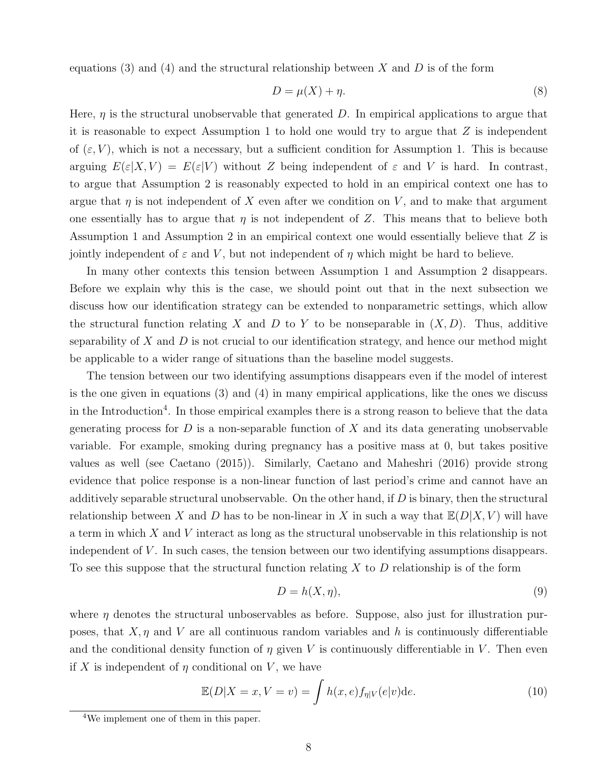equations (3) and (4) and the structural relationship between $X$ and $D$ is of the form

$$D = \mu(X) + \eta. \tag{8}$$

Here, $\eta$ is the structural unobservable that generated $D$. In empirical applications to argue that it is reasonable to expect Assumption 1 to hold one would try to argue that $Z$ is independent of $(\varepsilon, V)$, which is not a necessary, but a sufficient condition for Assumption 1. This is because arguing $E(\varepsilon|X, V) = E(\varepsilon|V)$ without $Z$ being independent of $\varepsilon$ and $V$ is hard. In contrast, to argue that Assumption 2 is reasonably expected to hold in an empirical context one has to argue that $\eta$ is not independent of $X$ even after we condition on $V$, and to make that argument one essentially has to argue that $\eta$ is not independent of $Z$. This means that to believe both Assumption 1 and Assumption 2 in an empirical context one would essentially believe that $Z$ is jointly independent of $\varepsilon$ and $V$, but not independent of $\eta$ which might be hard to believe.

In many other contexts this tension between Assumption 1 and Assumption 2 disappears. Before we explain why this is the case, we should point out that in the next subsection we discuss how our identification strategy can be extended to nonparametric settings, which allow the structural function relating $X$ and $D$ to $Y$ to be nonseparable in $(X, D)$. Thus, additive separability of $X$ and $D$ is not crucial to our identification strategy, and hence our method might be applicable to a wider range of situations than the baseline model suggests.

The tension between our two identifying assumptions disappears even if the model of interest is the one given in equations (3) and (4) in many empirical applications, like the ones we discuss in the Introduction[4]. In those empirical examples there is a strong reason to believe that the data generating process for $D$ is a non-separable function of $X$ and its data generating unobservable variable. For example, smoking during pregnancy has a positive mass at 0, but takes positive values as well (see Caetano (2015)). Similarly, Caetano and Maheshri (2016) provide strong evidence that police response is a non-linear function of last period's crime and cannot have an additively separable structural unobservable. On the other hand, if $D$ is binary, then the structural relationship between $X$ and $D$ has to be non-linear in $X$ in such a way that $\mathbb{E}(D|X, V)$ will have a term in which $X$ and $V$ interact as long as the structural unobservable in this relationship is not independent of $V$. In such cases, the tension between our two identifying assumptions disappears. To see this suppose that the structural function relating $X$ to $D$ relationship is of the form

$$D = h(X, \eta), \tag{9}$$

where $\eta$ denotes the structural unboservables as before. Suppose, also just for illustration purposes, that $X, \eta$ and $V$ are all continuous random variables and $h$ is continuously differentiable and the conditional density function of $\eta$ given $V$ is continuously differentiable in $V$. Then even if $X$ is independent of $\eta$ conditional on $V$, we have

$$\mathbb{E}(D|X = x, V = v) = \int h(x, e) f_{\eta|V}(e|v) \mathrm{d}e. \tag{10}$$

[4]We implement one of them in this paper.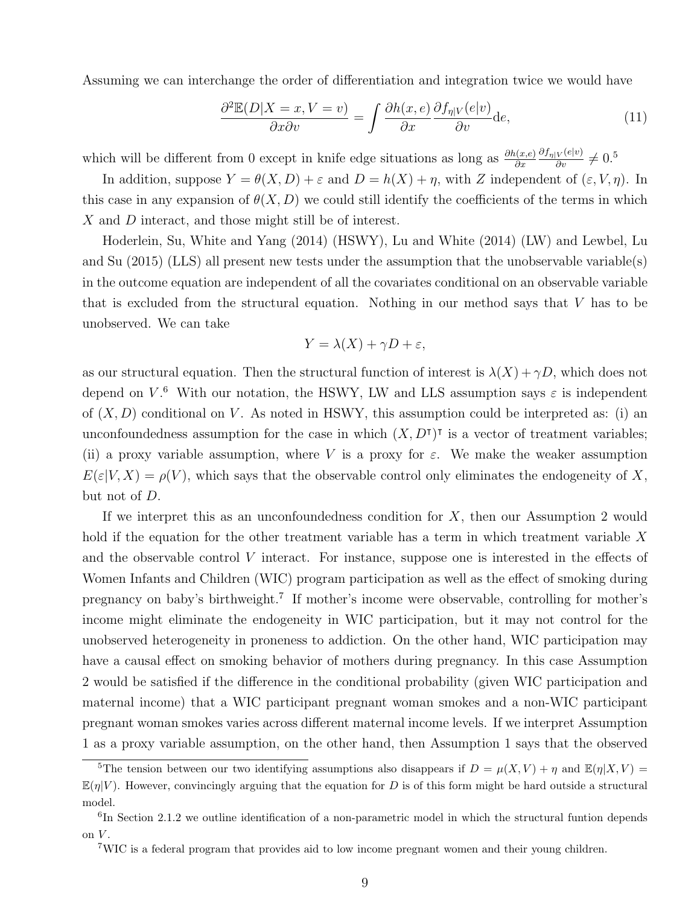Assuming we can interchange the order of differentiation and integration twice we would have

$$\frac{\partial^2 \mathbb{E}(D|X=x, V=v)}{\partial x \partial v} = \int \frac{\partial h(x,e)}{\partial x} \frac{\partial f_{\eta|V}(e|v)}{\partial v} \mathrm{d}e, \tag{11}$$

which will be different from 0 except in knife edge situations as long as $\frac{\partial h(x,e)}{\partial x} \frac{\partial f_{\eta|V}(e|v)}{\partial v} \neq 0$.[5]

In addition, suppose $Y = \theta(X, D) + \varepsilon$ and $D = h(X) + \eta$, with $Z$ independent of $(\varepsilon, V, \eta)$. In this case in any expansion of $\theta(X, D)$ we could still identify the coefficients of the terms in which $X$ and $D$ interact, and those might still be of interest.

Hoderlein, Su, White and Yang (2014) (HSWY), Lu and White (2014) (LW) and Lewbel, Lu and Su (2015) (LLS) all present new tests under the assumption that the unobservable variable(s) in the outcome equation are independent of all the covariates conditional on an observable variable that is excluded from the structural equation. Nothing in our method says that $V$ has to be unobserved. We can take

$$Y = \lambda(X) + \gamma D + \varepsilon,$$

as our structural equation. Then the structural function of interest is $\lambda(X) + \gamma D$, which does not depend on $V$.[6] With our notation, the HSWY, LW and LLS assumption says $\varepsilon$ is independent of $(X, D)$ conditional on $V$. As noted in HSWY, this assumption could be interpreted as: (i) an unconfoundedness assumption for the case in which $(X, D^\intercal)^\intercal$ is a vector of treatment variables; (ii) a proxy variable assumption, where $V$ is a proxy for $\varepsilon$. We make the weaker assumption $E(\varepsilon|V, X) = \rho(V)$, which says that the observable control only eliminates the endogeneity of $X$, but not of $D$.

If we interpret this as an unconfoundedness condition for $X$, then our Assumption 2 would hold if the equation for the other treatment variable has a term in which treatment variable $X$ and the observable control $V$ interact. For instance, suppose one is interested in the effects of Women Infants and Children (WIC) program participation as well as the effect of smoking during pregnancy on baby's birthweight.[7] If mother's income were observable, controlling for mother's income might eliminate the endogeneity in WIC participation, but it may not control for the unobserved heterogeneity in proneness to addiction. On the other hand, WIC participation may have a causal effect on smoking behavior of mothers during pregnancy. In this case Assumption 2 would be satisfied if the difference in the conditional probability (given WIC participation and maternal income) that a WIC participant pregnant woman smokes and a non-WIC participant pregnant woman smokes varies across different maternal income levels. If we interpret Assumption 1 as a proxy variable assumption, on the other hand, then Assumption 1 says that the observed

---

[5] The tension between our two identifying assumptions also disappears if $D = \mu(X, V) + \eta$ and $\mathbb{E}(\eta|X, V) = \mathbb{E}(\eta|V)$. However, convincingly arguing that the equation for $D$ is of this form might be hard outside a structural model.

[6] In Section 2.1.2 we outline identification of a non-parametric model in which the structural funtion depends on $V$.

[7] WIC is a federal program that provides aid to low income pregnant women and their young children.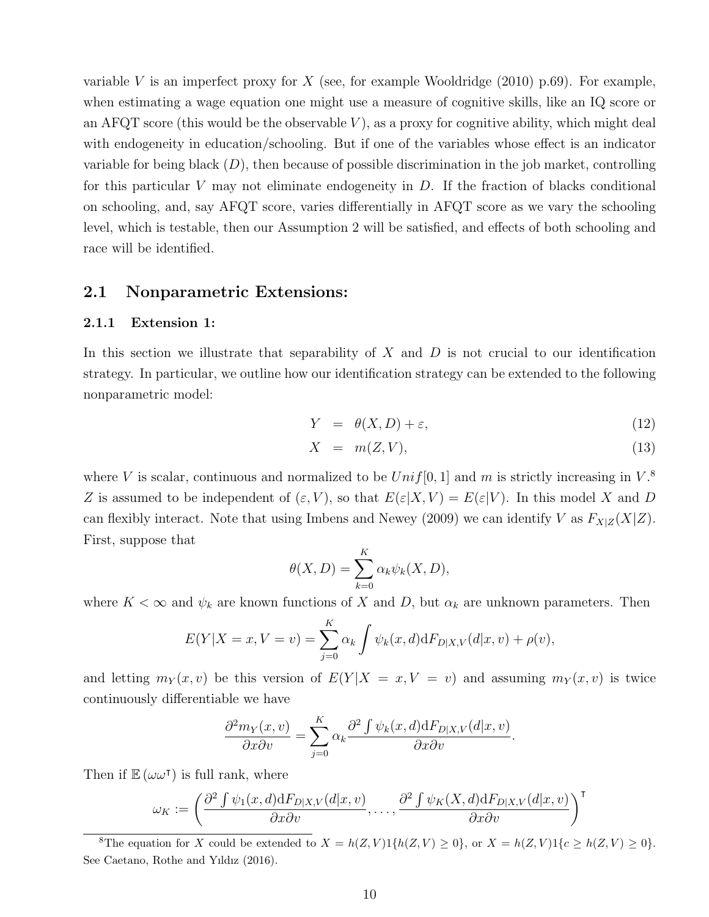variable $V$ is an imperfect proxy for $X$ (see, for example Wooldridge (2010) p.69). For example, when estimating a wage equation one might use a measure of cognitive skills, like an IQ score or an AFQT score (this would be the observable $V$), as a proxy for cognitive ability, which might deal with endogeneity in education/schooling. But if one of the variables whose effect is an indicator variable for being black ($D$), then because of possible discrimination in the job market, controlling for this particular $V$ may not eliminate endogeneity in $D$. If the fraction of blacks conditional on schooling, and, say AFQT score, varies differentially in AFQT score as we vary the schooling level, which is testable, then our Assumption 2 will be satisfied, and effects of both schooling and race will be identified.

## 2.1 Nonparametric Extensions:

### 2.1.1 Extension 1:

In this section we illustrate that separability of $X$ and $D$ is not crucial to our identification strategy. In particular, we outline how our identification strategy can be extended to the following nonparametric model:

$$Y = \theta(X, D) + \varepsilon, \tag{12}$$

$$X = m(Z, V), \tag{13}$$

where $V$ is scalar, continuous and normalized to be $Unif[0,1]$ and $m$ is strictly increasing in $V$.[8] $Z$ is assumed to be independent of $(\varepsilon, V)$, so that $E(\varepsilon|X,V) = E(\varepsilon|V)$. In this model $X$ and $D$ can flexibly interact. Note that using Imbens and Newey (2009) we can identify $V$ as $F_{X|Z}(X|Z)$. First, suppose that

$$\theta(X, D) = \sum_{k=0}^{K} \alpha_k \psi_k(X, D),$$

where $K < \infty$ and $\psi_k$ are known functions of $X$ and $D$, but $\alpha_k$ are unknown parameters. Then

$$E(Y|X = x, V = v) = \sum_{j=0}^{K} \alpha_k \int \psi_k(x, d) \mathrm{d}F_{D|X,V}(d|x, v) + \rho(v),$$

and letting $m_Y(x, v)$ be this version of $E(Y|X = x, V = v)$ and assuming $m_Y(x, v)$ is twice continuously differentiable we have

$$\frac{\partial^2 m_Y(x, v)}{\partial x \partial v} = \sum_{j=0}^{K} \alpha_k \frac{\partial^2 \int \psi_k(x, d) \mathrm{d}F_{D|X,V}(d|x, v)}{\partial x \partial v}.$$

Then if $\mathbb{E}(\omega\omega^\intercal)$ is full rank, where

$$\omega_K := \left( \frac{\partial^2 \int \psi_1(x, d) \mathrm{d}F_{D|X,V}(d|x, v)}{\partial x \partial v}, \ldots, \frac{\partial^2 \int \psi_K(X, d) \mathrm{d}F_{D|X,V}(d|x, v)}{\partial x \partial v} \right)^\intercal$$

[8] The equation for $X$ could be extended to $X = h(Z, V)1\{h(Z, V) \geq 0\}$, or $X = h(Z, V)1\{c \geq h(Z, V) \geq 0\}$. See Caetano, Rothe and Yıldız (2016).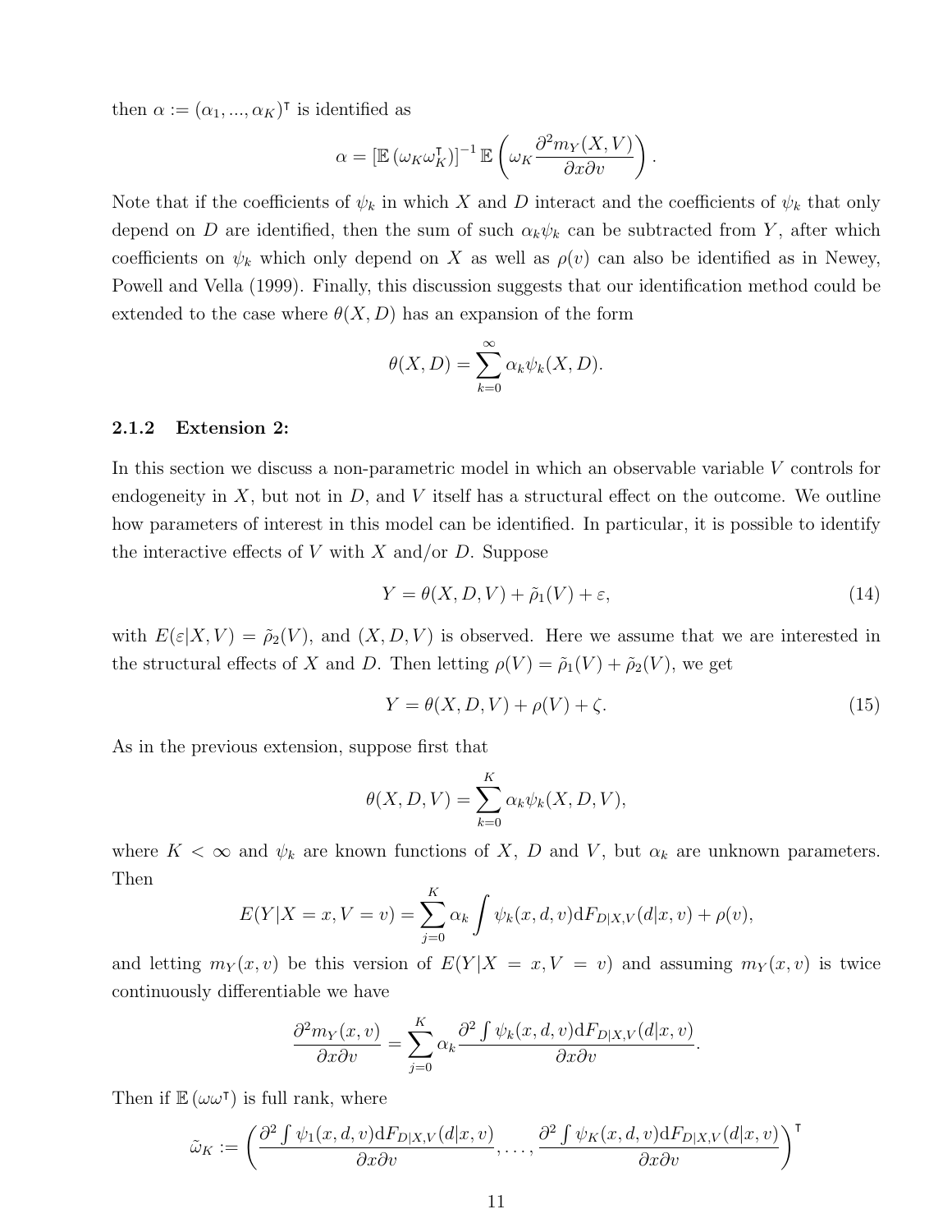then $\alpha := (\alpha_1, ..., \alpha_K)^\intercal$ is identified as

$$\alpha = [\mathbb{E}(\omega_K \omega_K^\intercal)]^{-1} \mathbb{E}\left(\omega_K \frac{\partial^2 m_Y(X,V)}{\partial x \partial v}\right).$$

Note that if the coefficients of $\psi_k$ in which $X$ and $D$ interact and the coefficients of $\psi_k$ that only depend on $D$ are identified, then the sum of such $\alpha_k \psi_k$ can be subtracted from $Y$, after which coefficients on $\psi_k$ which only depend on $X$ as well as $\rho(v)$ can also be identified as in Newey, Powell and Vella (1999). Finally, this discussion suggests that our identification method could be extended to the case where $\theta(X, D)$ has an expansion of the form

$$\theta(X, D) = \sum_{k=0}^{\infty} \alpha_k \psi_k(X, D).$$

### 2.1.2 Extension 2:

In this section we discuss a non-parametric model in which an observable variable $V$ controls for endogeneity in $X$, but not in $D$, and $V$ itself has a structural effect on the outcome. We outline how parameters of interest in this model can be identified. In particular, it is possible to identify the interactive effects of $V$ with $X$ and/or $D$. Suppose

$$Y = \theta(X, D, V) + \tilde{\rho}_1(V) + \varepsilon, \tag{14}$$

with $E(\varepsilon|X, V) = \tilde{\rho}_2(V)$, and $(X, D, V)$ is observed. Here we assume that we are interested in the structural effects of $X$ and $D$. Then letting $\rho(V) = \tilde{\rho}_1(V) + \tilde{\rho}_2(V)$, we get

$$Y = \theta(X, D, V) + \rho(V) + \zeta. \tag{15}$$

As in the previous extension, suppose first that

$$\theta(X, D, V) = \sum_{k=0}^{K} \alpha_k \psi_k(X, D, V),$$

where $K < \infty$ and $\psi_k$ are known functions of $X$, $D$ and $V$, but $\alpha_k$ are unknown parameters. Then

$$E(Y|X = x, V = v) = \sum_{j=0}^{K} \alpha_k \int \psi_k(x, d, v) \mathrm{d}F_{D|X,V}(d|x, v) + \rho(v),$$

and letting $m_Y(x, v)$ be this version of $E(Y|X = x, V = v)$ and assuming $m_Y(x, v)$ is twice continuously differentiable we have

$$\frac{\partial^2 m_Y(x, v)}{\partial x \partial v} = \sum_{j=0}^{K} \alpha_k \frac{\partial^2 \int \psi_k(x, d, v) \mathrm{d}F_{D|X,V}(d|x, v)}{\partial x \partial v}.$$

Then if $\mathbb{E}(\omega\omega^\intercal)$ is full rank, where

$$\tilde{\omega}_K := \left(\frac{\partial^2 \int \psi_1(x, d, v) \mathrm{d}F_{D|X,V}(d|x, v)}{\partial x \partial v}, \ldots, \frac{\partial^2 \int \psi_K(x, d, v) \mathrm{d}F_{D|X,V}(d|x, v)}{\partial x \partial v}\right)^\intercal$$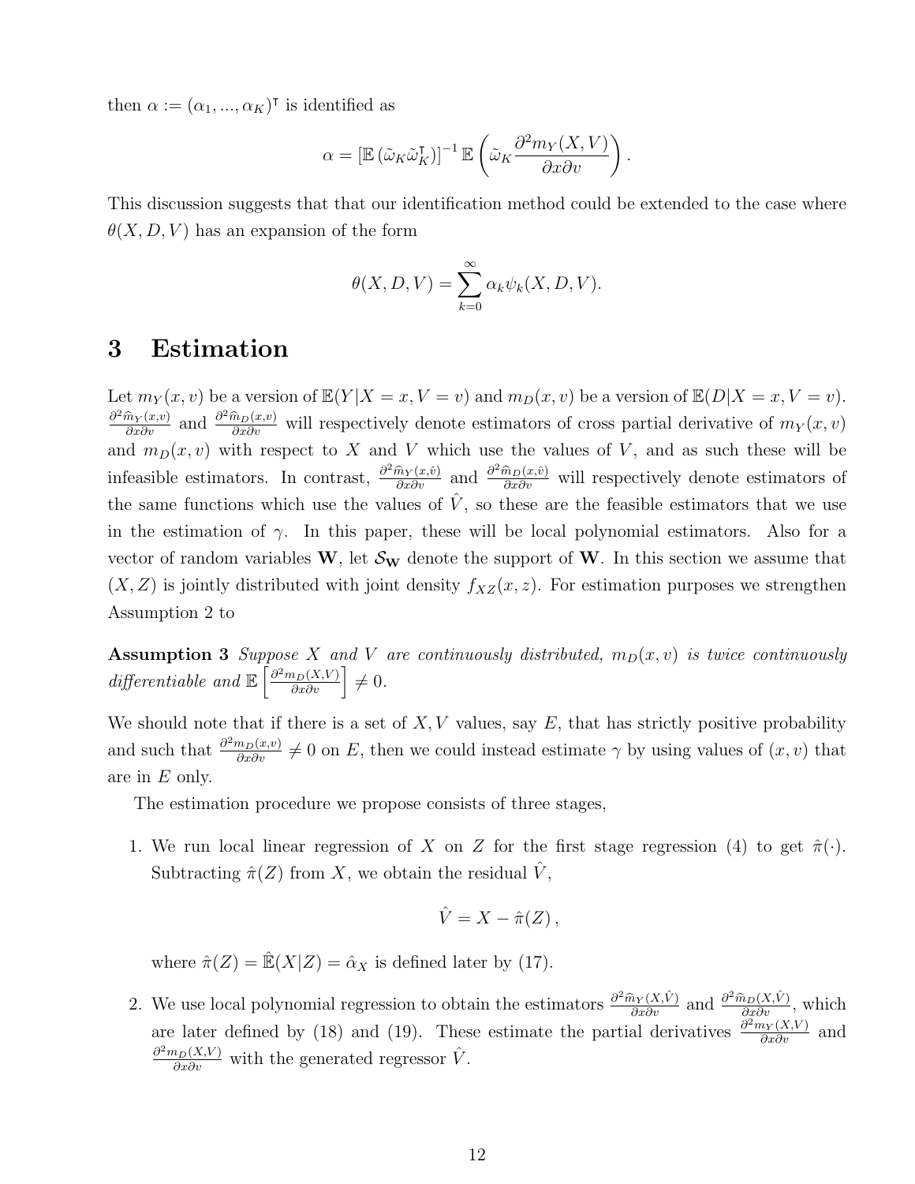then $\alpha := (\alpha_1, ..., \alpha_K)^\intercal$ is identified as

$$\alpha = [\mathbb{E}(\tilde{\omega}_K \tilde{\omega}_K^\intercal)]^{-1} \mathbb{E}\left(\tilde{\omega}_K \frac{\partial^2 m_Y(X,V)}{\partial x \partial v}\right).$$

This discussion suggests that that our identification method could be extended to the case where $\theta(X, D, V)$ has an expansion of the form

$$\theta(X, D, V) = \sum_{k=0}^{\infty} \alpha_k \psi_k(X, D, V).$$

# 3 Estimation

Let $m_Y(x, v)$ be a version of $\mathbb{E}(Y|X = x, V = v)$ and $m_D(x, v)$ be a version of $\mathbb{E}(D|X = x, V = v)$. $\frac{\partial^2 \widehat{m}_Y(x,v)}{\partial x \partial v}$ and $\frac{\partial^2 \widehat{m}_D(x,v)}{\partial x \partial v}$ will respectively denote estimators of cross partial derivative of $m_Y(x, v)$ and $m_D(x, v)$ with respect to $X$ and $V$ which use the values of $V$, and as such these will be infeasible estimators. In contrast, $\frac{\partial^2 \widehat{m}_Y(x,\hat{v})}{\partial x \partial v}$ and $\frac{\partial^2 \widehat{m}_D(x,\hat{v})}{\partial x \partial v}$ will respectively denote estimators of the same functions which use the values of $\hat{V}$, so these are the feasible estimators that we use in the estimation of $\gamma$. In this paper, these will be local polynomial estimators. Also for a vector of random variables $\mathbf{W}$, let $\mathcal{S}_{\mathbf{W}}$ denote the support of $\mathbf{W}$. In this section we assume that $(X, Z)$ is jointly distributed with joint density $f_{XZ}(x, z)$. For estimation purposes we strengthen Assumption 2 to

**Assumption 3** *Suppose $X$ and $V$ are continuously distributed, $m_D(x, v)$ is twice continuously differentiable and $\mathbb{E}\left[\frac{\partial^2 m_D(X,V)}{\partial x \partial v}\right] \neq 0$.*

We should note that if there is a set of $X, V$ values, say $E$, that has strictly positive probability and such that $\frac{\partial^2 m_D(x,v)}{\partial x \partial v} \neq 0$ on $E$, then we could instead estimate $\gamma$ by using values of $(x, v)$ that are in $E$ only.

The estimation procedure we propose consists of three stages,

1. We run local linear regression of $X$ on $Z$ for the first stage regression (4) to get $\hat{\pi}(\cdot)$. Subtracting $\hat{\pi}(Z)$ from $X$, we obtain the residual $\hat{V}$,

$$\hat{V} = X - \hat{\pi}(Z),$$

   where $\hat{\pi}(Z) = \hat{\mathbb{E}}(X|Z) = \hat{\alpha}_X$ is defined later by (17).

2. We use local polynomial regression to obtain the estimators $\frac{\partial^2 \widehat{m}_Y(X,\hat{V})}{\partial x \partial v}$ and $\frac{\partial^2 \widehat{m}_D(X,\hat{V})}{\partial x \partial v}$, which are later defined by (18) and (19). These estimate the partial derivatives $\frac{\partial^2 m_Y(X,V)}{\partial x \partial v}$ and $\frac{\partial^2 m_D(X,V)}{\partial x \partial v}$ with the generated regressor $\hat{V}$.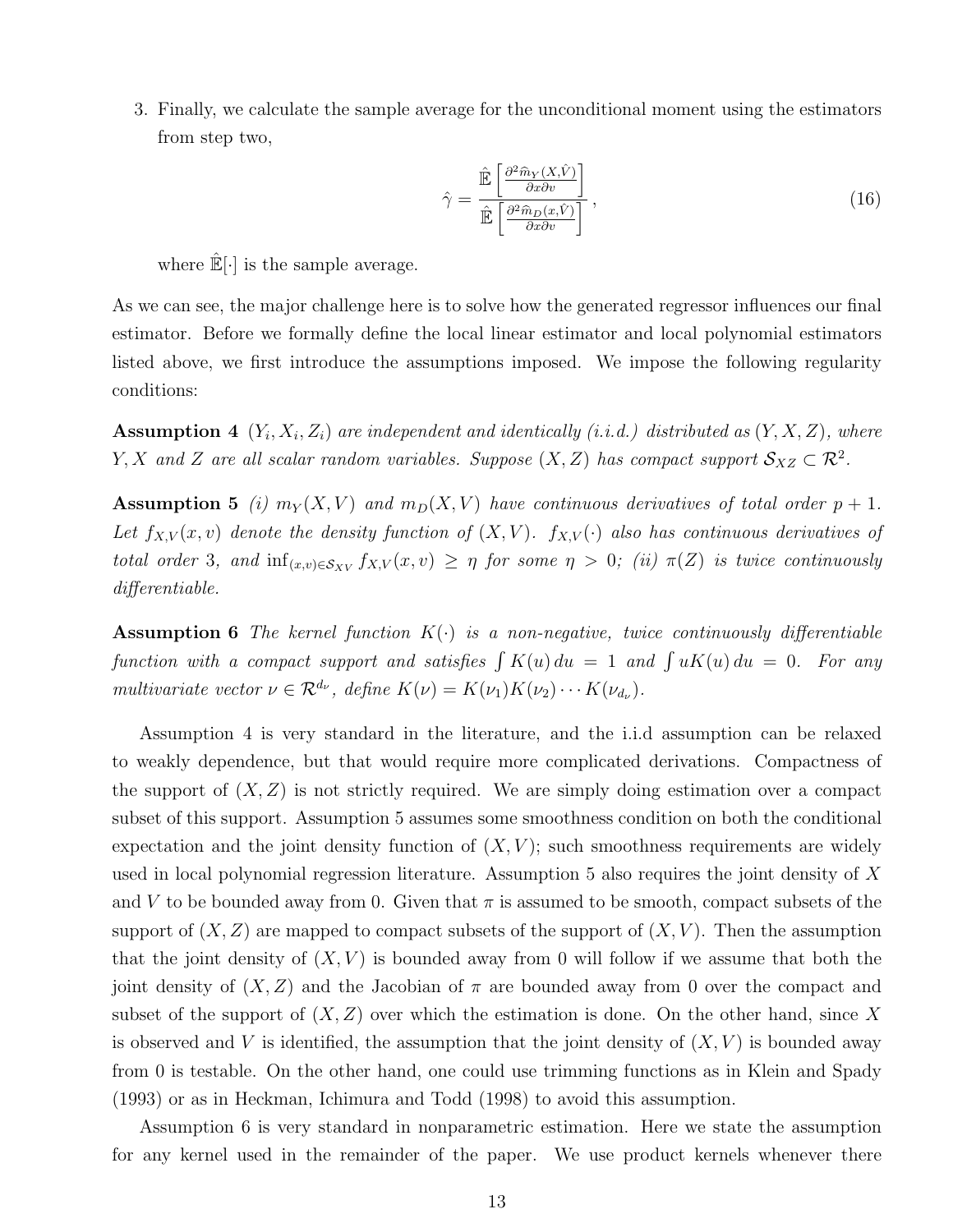3. Finally, we calculate the sample average for the unconditional moment using the estimators from step two,

$$\hat{\gamma} = \frac{\hat{\mathbb{E}}\left[\frac{\partial^2 \widehat{m}_Y(X,\hat{V})}{\partial x \partial v}\right]}{\hat{\mathbb{E}}\left[\frac{\partial^2 \widehat{m}_D(x,\hat{V})}{\partial x \partial v}\right]}, \tag{16}$$

where $\hat{\mathbb{E}}[\cdot]$ is the sample average.

As we can see, the major challenge here is to solve how the generated regressor influences our final estimator. Before we formally define the local linear estimator and local polynomial estimators listed above, we first introduce the assumptions imposed. We impose the following regularity conditions:

**Assumption 4** *$(Y_i, X_i, Z_i)$ are independent and identically (i.i.d.) distributed as $(Y, X, Z)$, where $Y, X$ and $Z$ are all scalar random variables. Suppose $(X, Z)$ has compact support $\mathcal{S}_{XZ} \subset \mathcal{R}^2$.*

**Assumption 5** *(i) $m_Y(X, V)$ and $m_D(X, V)$ have continuous derivatives of total order $p+1$. Let $f_{X,V}(x, v)$ denote the density function of $(X, V)$. $f_{X,V}(\cdot)$ also has continuous derivatives of total order 3, and $\inf_{(x,v)\in\mathcal{S}_{XV}} f_{X,V}(x, v) \geq \eta$ for some $\eta > 0$; (ii) $\pi(Z)$ is twice continuously differentiable.*

**Assumption 6** *The kernel function $K(\cdot)$ is a non-negative, twice continuously differentiable function with a compact support and satisfies $\int K(u)\,du = 1$ and $\int uK(u)\,du = 0$. For any multivariate vector $\nu \in \mathcal{R}^{d_\nu}$, define $K(\nu) = K(\nu_1)K(\nu_2)\cdots K(\nu_{d_\nu})$.*

Assumption 4 is very standard in the literature, and the i.i.d assumption can be relaxed to weakly dependence, but that would require more complicated derivations. Compactness of the support of $(X, Z)$ is not strictly required. We are simply doing estimation over a compact subset of this support. Assumption 5 assumes some smoothness condition on both the conditional expectation and the joint density function of $(X, V)$; such smoothness requirements are widely used in local polynomial regression literature. Assumption 5 also requires the joint density of $X$ and $V$ to be bounded away from 0. Given that $\pi$ is assumed to be smooth, compact subsets of the support of $(X, Z)$ are mapped to compact subsets of the support of $(X, V)$. Then the assumption that the joint density of $(X, V)$ is bounded away from 0 will follow if we assume that both the joint density of $(X, Z)$ and the Jacobian of $\pi$ are bounded away from 0 over the compact and subset of the support of $(X, Z)$ over which the estimation is done. On the other hand, since $X$ is observed and $V$ is identified, the assumption that the joint density of $(X, V)$ is bounded away from 0 is testable. On the other hand, one could use trimming functions as in Klein and Spady (1993) or as in Heckman, Ichimura and Todd (1998) to avoid this assumption.

Assumption 6 is very standard in nonparametric estimation. Here we state the assumption for any kernel used in the remainder of the paper. We use product kernels whenever there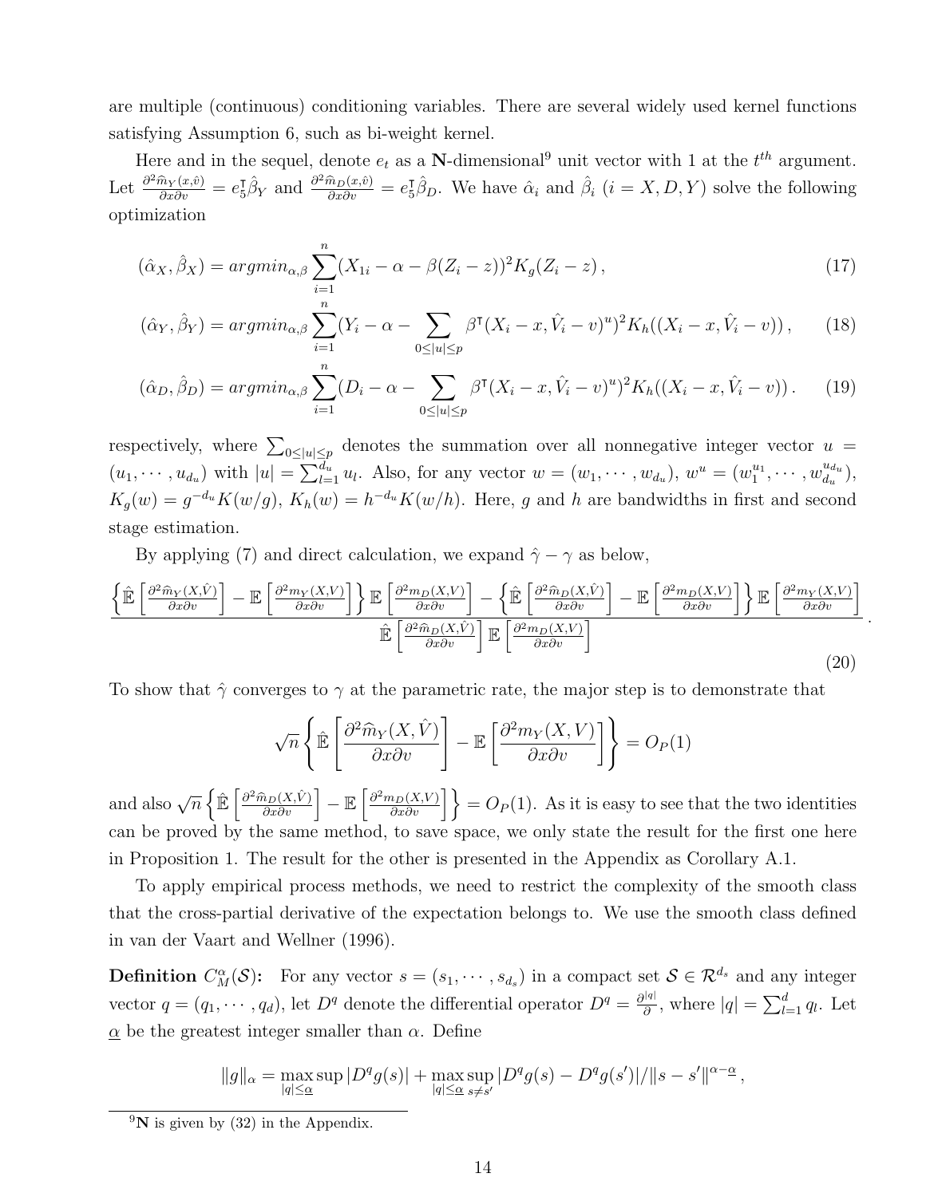are multiple (continuous) conditioning variables. There are several widely used kernel functions satisfying Assumption 6, such as bi-weight kernel.

Here and in the sequel, denote $e_t$ as a $\mathbf{N}$-dimensional[9] unit vector with 1 at the $t^{th}$ argument. Let $\frac{\partial^2 \widehat{m}_Y(x,\hat{v})}{\partial x \partial v} = e_5^\intercal \hat{\beta}_Y$ and $\frac{\partial^2 \widehat{m}_D(x,\hat{v})}{\partial x \partial v} = e_5^\intercal \hat{\beta}_D$. We have $\hat{\alpha}_i$ and $\hat{\beta}_i$ ($i = X, D, Y$) solve the following optimization

$$(\hat{\alpha}_X, \hat{\beta}_X) = argmin_{\alpha,\beta} \sum_{i=1}^{n} (X_{1i} - \alpha - \beta(Z_i - z))^2 K_g(Z_i - z)\,, \tag{17}$$

$$(\hat{\alpha}_Y, \hat{\beta}_Y) = argmin_{\alpha,\beta} \sum_{i=1}^{n} (Y_i - \alpha - \sum_{0 \le |u| \le p} \beta^\intercal (X_i - x, \hat{V}_i - v)^u)^2 K_h((X_i - x, \hat{V}_i - v))\,, \tag{18}$$

$$(\hat{\alpha}_D, \hat{\beta}_D) = argmin_{\alpha,\beta} \sum_{i=1}^{n} (D_i - \alpha - \sum_{0 \le |u| \le p} \beta^\intercal (X_i - x, \hat{V}_i - v)^u)^2 K_h((X_i - x, \hat{V}_i - v))\,. \tag{19}$$

respectively, where $\sum_{0 \le |u| \le p}$ denotes the summation over all nonnegative integer vector $u = (u_1, \cdots, u_{d_u})$ with $|u| = \sum_{l=1}^{d_u} u_l$. Also, for any vector $w = (w_1, \cdots, w_{d_u})$, $w^u = (w_1^{u_1}, \cdots, w_{d_u}^{u_{d_u}})$, $K_g(w) = g^{-d_u} K(w/g)$, $K_h(w) = h^{-d_u} K(w/h)$. Here, $g$ and $h$ are bandwidths in first and second stage estimation.

By applying (7) and direct calculation, we expand $\hat{\gamma} - \gamma$ as below,

$$\frac{\left\{\hat{\mathbb{E}}\left[\frac{\partial^2 \widehat{m}_Y(X,\hat{V})}{\partial x \partial v}\right] - \mathbb{E}\left[\frac{\partial^2 m_Y(X,V)}{\partial x \partial v}\right]\right\} \mathbb{E}\left[\frac{\partial^2 m_D(X,V)}{\partial x \partial v}\right] - \left\{\hat{\mathbb{E}}\left[\frac{\partial^2 \widehat{m}_D(X,\hat{V})}{\partial x \partial v}\right] - \mathbb{E}\left[\frac{\partial^2 m_D(X,V)}{\partial x \partial v}\right]\right\} \mathbb{E}\left[\frac{\partial^2 m_Y(X,V)}{\partial x \partial v}\right]}{\hat{\mathbb{E}}\left[\frac{\partial^2 \widehat{m}_D(X,\hat{V})}{\partial x \partial v}\right] \mathbb{E}\left[\frac{\partial^2 m_D(X,V)}{\partial x \partial v}\right]}\,. \tag{20}$$

To show that $\hat{\gamma}$ converges to $\gamma$ at the parametric rate, the major step is to demonstrate that

$$\sqrt{n}\left\{\hat{\mathbb{E}}\left[\frac{\partial^2 \widehat{m}_Y(X,\hat{V})}{\partial x \partial v}\right] - \mathbb{E}\left[\frac{\partial^2 m_Y(X,V)}{\partial x \partial v}\right]\right\} = O_P(1)$$

and also $\sqrt{n}\left\{\hat{\mathbb{E}}\left[\frac{\partial^2 \widehat{m}_D(X,\hat{V})}{\partial x \partial v}\right] - \mathbb{E}\left[\frac{\partial^2 m_D(X,V)}{\partial x \partial v}\right]\right\} = O_P(1)$. As it is easy to see that the two identities can be proved by the same method, to save space, we only state the result for the first one here in Proposition 1. The result for the other is presented in the Appendix as Corollary A.1.

To apply empirical process methods, we need to restrict the complexity of the smooth class that the cross-partial derivative of the expectation belongs to. We use the smooth class defined in van der Vaart and Wellner (1996).

**Definition $C_M^\alpha(\mathcal{S})$:** For any vector $s = (s_1, \cdots, s_{d_s})$ in a compact set $\mathcal{S} \in \mathcal{R}^{d_s}$ and any integer vector $q = (q_1, \cdots, q_d)$, let $D^q$ denote the differential operator $D^q = \frac{\partial^{|q|}}{\partial}$, where $|q| = \sum_{l=1}^{d} q_l$. Let $\underline{\alpha}$ be the greatest integer smaller than $\alpha$. Define

$$\|g\|_\alpha = \max_{|q| \le \underline{\alpha}} \sup |D^q g(s)| + \max_{|q| \le \underline{\alpha}} \sup_{s \neq s'} |D^q g(s) - D^q g(s')| / \|s - s'\|^{\alpha - \underline{\alpha}}\,,$$

[9] $\mathbf{N}$ is given by (32) in the Appendix.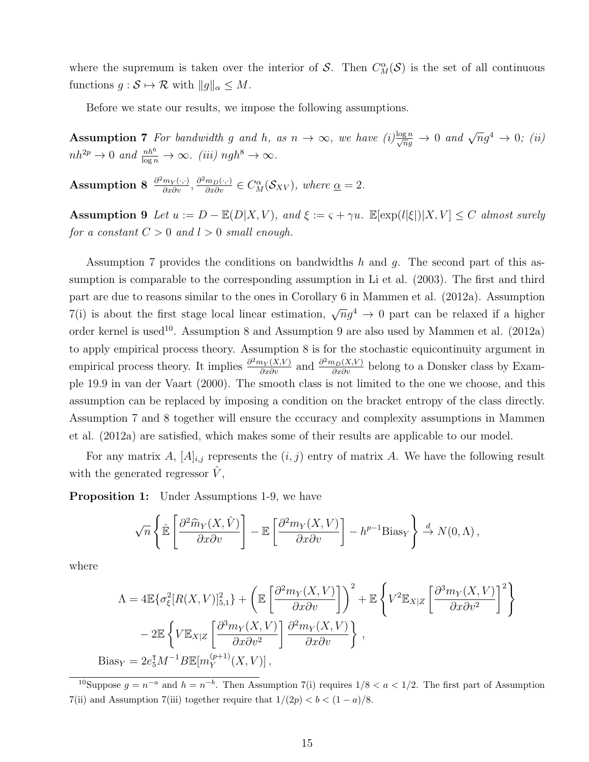where the supremum is taken over the interior of $\mathcal{S}$. Then $C_M^\alpha(\mathcal{S})$ is the set of all continuous functions $g : \mathcal{S} \mapsto \mathcal{R}$ with $\|g\|_\alpha \leq M$.

Before we state our results, we impose the following assumptions.

**Assumption 7** *For bandwidth $g$ and $h$, as $n \to \infty$, we have (i)$\frac{\log n}{\sqrt{n}g} \to 0$ and $\sqrt{n}g^4 \to 0$; (ii) $nh^{2p} \to 0$ and $\frac{nh^6}{\log n} \to \infty$. (iii) $ngh^8 \to \infty$.*

**Assumption 8** $\frac{\partial^2 m_Y(\cdot,\cdot)}{\partial x \partial v}, \frac{\partial^2 m_D(\cdot,\cdot)}{\partial x \partial v} \in C_M^\alpha(\mathcal{S}_{XV})$*, where $\underline{\alpha} = 2$.*

**Assumption 9** *Let $u := D - \mathbb{E}(D|X,V)$, and $\xi := \varsigma + \gamma u$. $\mathbb{E}[\exp(l|\xi|)|X,V] \leq C$ almost surely for a constant $C > 0$ and $l > 0$ small enough.*

Assumption 7 provides the conditions on bandwidths $h$ and $g$. The second part of this assumption is comparable to the corresponding assumption in Li et al. (2003). The first and third part are due to reasons similar to the ones in Corollary 6 in Mammen et al. (2012a). Assumption 7(i) is about the first stage local linear estimation, $\sqrt{n}g^4 \to 0$ part can be relaxed if a higher order kernel is used[10]. Assumption 8 and Assumption 9 are also used by Mammen et al. (2012a) to apply empirical process theory. Assumption 8 is for the stochastic equicontinuity argument in empirical process theory. It implies $\frac{\partial^2 m_Y(X,V)}{\partial x \partial v}$ and $\frac{\partial^2 m_D(X,V)}{\partial x \partial v}$ belong to a Donsker class by Example 19.9 in van der Vaart (2000). The smooth class is not limited to the one we choose, and this assumption can be replaced by imposing a condition on the bracket entropy of the class directly. Assumption 7 and 8 together will ensure the cccuracy and complexity assumptions in Mammen et al. (2012a) are satisfied, which makes some of their results are applicable to our model.

For any matrix $A$, $[A]_{i,j}$ represents the $(i,j)$ entry of matrix $A$. We have the following result with the generated regressor $\hat{V}$,

**Proposition 1:** Under Assumptions 1-9, we have

$$\sqrt{n}\left\{\hat{\mathbb{E}}\left[\frac{\partial^2 \widehat{m}_Y(X,\hat{V})}{\partial x \partial v}\right] - \mathbb{E}\left[\frac{\partial^2 m_Y(X,V)}{\partial x \partial v}\right] - h^{p-1}\text{Bias}_Y\right\} \xrightarrow{d} N(0,\Lambda),$$

where

$$\Lambda = 4\mathbb{E}\{\sigma_\xi^2[R(X,V)]_{5,1}^2\} + \left(\mathbb{E}\left[\frac{\partial^2 m_Y(X,V)}{\partial x \partial v}\right]\right)^2 + \mathbb{E}\left\{V^2 \mathbb{E}_{X|Z}\left[\frac{\partial^3 m_Y(X,V)}{\partial x \partial v^2}\right]^2\right\}$$
$$- 2\mathbb{E}\left\{V \mathbb{E}_{X|Z}\left[\frac{\partial^3 m_Y(X,V)}{\partial x \partial v^2}\right]\frac{\partial^2 m_Y(X,V)}{\partial x \partial v}\right\},$$
$$\text{Bias}_Y = 2e_5^\intercal M^{-1} B \mathbb{E}[m_Y^{(p+1)}(X,V)],$$

[10] Suppose $g = n^{-a}$ and $h = n^{-b}$. Then Assumption 7(i) requires $1/8 < a < 1/2$. The first part of Assumption 7(ii) and Assumption 7(iii) together require that $1/(2p) < b < (1-a)/8$.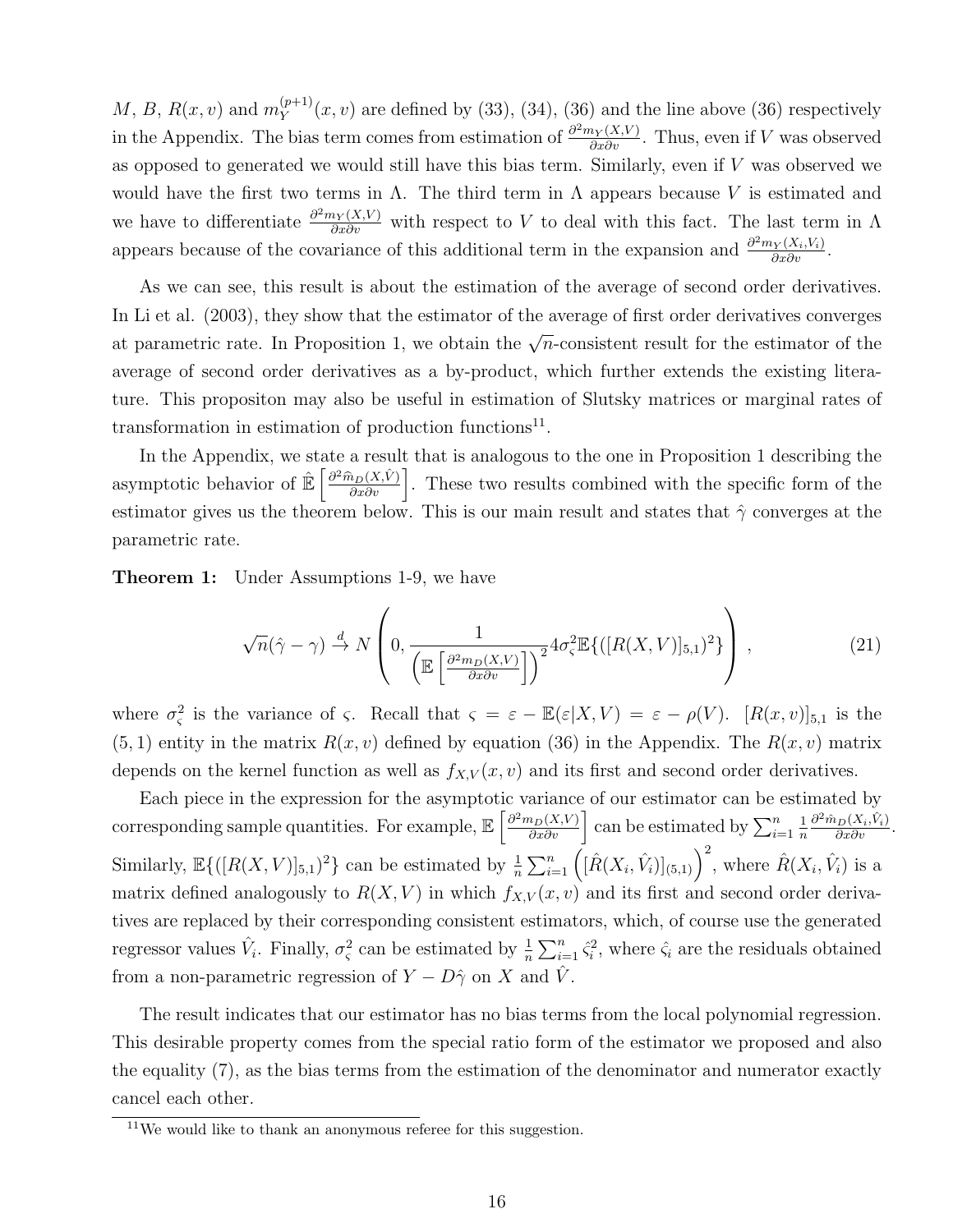$M$, $B$, $R(x,v)$ and $m_Y^{(p+1)}(x,v)$ are defined by (33), (34), (36) and the line above (36) respectively in the Appendix. The bias term comes from estimation of $\frac{\partial^2 m_Y(X,V)}{\partial x \partial v}$. Thus, even if $V$ was observed as opposed to generated we would still have this bias term. Similarly, even if $V$ was observed we would have the first two terms in $\Lambda$. The third term in $\Lambda$ appears because $V$ is estimated and we have to differentiate $\frac{\partial^2 m_Y(X,V)}{\partial x \partial v}$ with respect to $V$ to deal with this fact. The last term in $\Lambda$ appears because of the covariance of this additional term in the expansion and $\frac{\partial^2 m_Y(X_i,V_i)}{\partial x \partial v}$.

As we can see, this result is about the estimation of the average of second order derivatives. In Li et al. (2003), they show that the estimator of the average of first order derivatives converges at parametric rate. In Proposition 1, we obtain the $\sqrt{n}$-consistent result for the estimator of the average of second order derivatives as a by-product, which further extends the existing literature. This propositon may also be useful in estimation of Slutsky matrices or marginal rates of transformation in estimation of production functions[11].

In the Appendix, we state a result that is analogous to the one in Proposition 1 describing the asymptotic behavior of $\hat{\mathbb{E}}\left[\frac{\partial^2 \hat{m}_D(X,\hat{V})}{\partial x \partial v}\right]$. These two results combined with the specific form of the estimator gives us the theorem below. This is our main result and states that $\hat{\gamma}$ converges at the parametric rate.

**Theorem 1:** Under Assumptions 1-9, we have

$$\sqrt{n}(\hat{\gamma} - \gamma) \xrightarrow{d} N\left(0, \frac{1}{\left(\mathbb{E}\left[\frac{\partial^2 m_D(X,V)}{\partial x \partial v}\right]\right)^2} 4\sigma_\varsigma^2 \mathbb{E}\{([R(X,V)]_{5,1})^2\}\right), \tag{21}$$

where $\sigma_\varsigma^2$ is the variance of $\varsigma$. Recall that $\varsigma = \varepsilon - \mathbb{E}(\varepsilon|X,V) = \varepsilon - \rho(V)$. $[R(x,v)]_{5,1}$ is the $(5,1)$ entity in the matrix $R(x,v)$ defined by equation (36) in the Appendix. The $R(x,v)$ matrix depends on the kernel function as well as $f_{X,V}(x,v)$ and its first and second order derivatives.

Each piece in the expression for the asymptotic variance of our estimator can be estimated by corresponding sample quantities. For example, $\mathbb{E}\left[\frac{\partial^2 m_D(X,V)}{\partial x \partial v}\right]$ can be estimated by $\sum_{i=1}^n \frac{1}{n} \frac{\partial^2 \hat{m}_D(X_i,\hat{V}_i)}{\partial x \partial v}$. Similarly, $\mathbb{E}\{([R(X,V)]_{5,1})^2\}$ can be estimated by $\frac{1}{n}\sum_{i=1}^n \left([\hat{R}(X_i,\hat{V}_i)]_{(5,1)}\right)^2$, where $\hat{R}(X_i,\hat{V}_i)$ is a matrix defined analogously to $R(X,V)$ in which $f_{X,V}(x,v)$ and its first and second order derivatives are replaced by their corresponding consistent estimators, which, of course use the generated regressor values $\hat{V}_i$. Finally, $\sigma_\varsigma^2$ can be estimated by $\frac{1}{n}\sum_{i=1}^n \hat{\varsigma}_i^2$, where $\hat{\varsigma}_i$ are the residuals obtained from a non-parametric regression of $Y - D\hat{\gamma}$ on $X$ and $\hat{V}$.

The result indicates that our estimator has no bias terms from the local polynomial regression. This desirable property comes from the special ratio form of the estimator we proposed and also the equality (7), as the bias terms from the estimation of the denominator and numerator exactly cancel each other.

[11] We would like to thank an anonymous referee for this suggestion.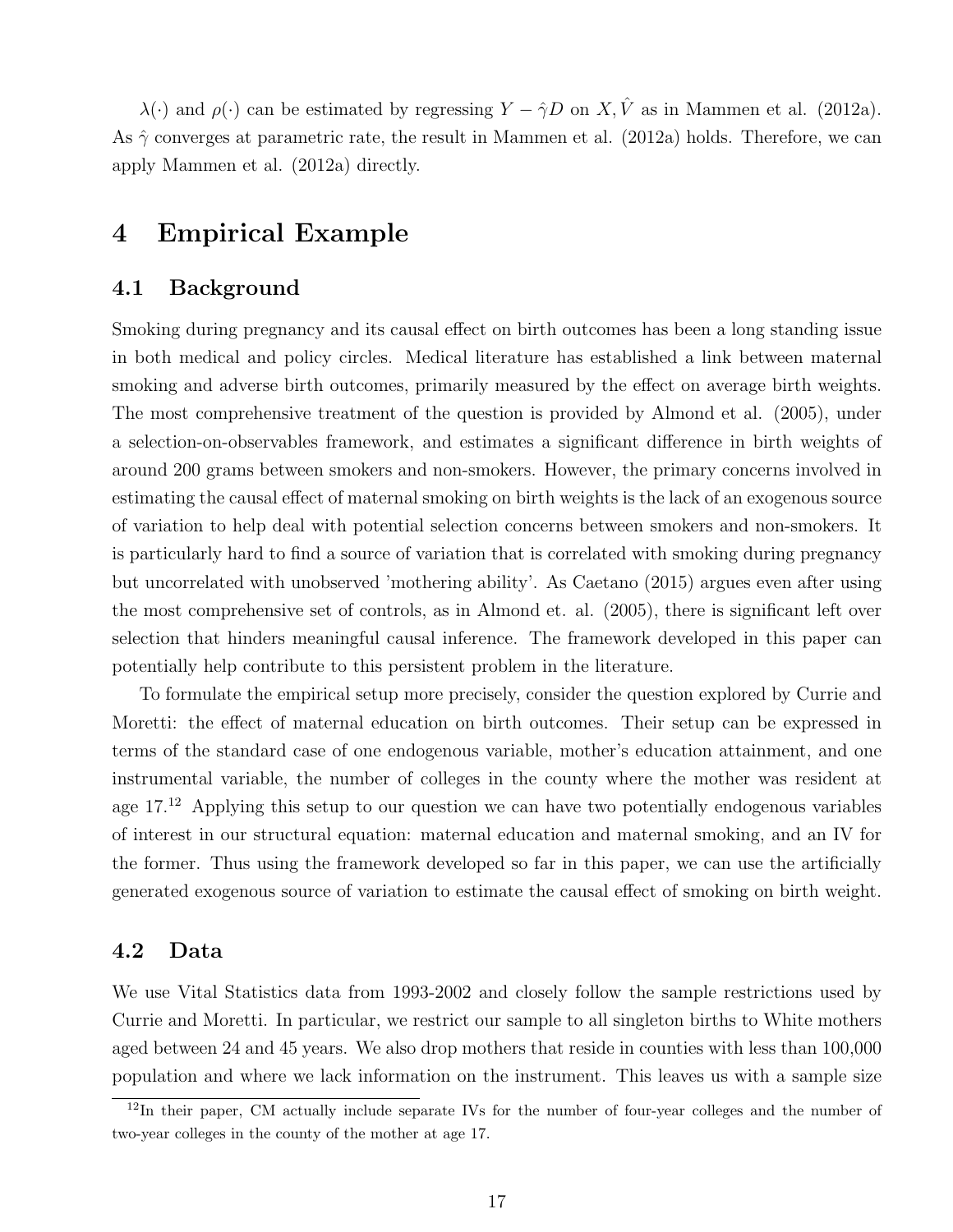$\lambda(\cdot)$ and $\rho(\cdot)$ can be estimated by regressing $Y - \hat{\gamma} D$ on $X, \hat{V}$ as in Mammen et al. (2012a). As $\hat{\gamma}$ converges at parametric rate, the result in Mammen et al. (2012a) holds. Therefore, we can apply Mammen et al. (2012a) directly.

# 4 Empirical Example

## 4.1 Background

Smoking during pregnancy and its causal effect on birth outcomes has been a long standing issue in both medical and policy circles. Medical literature has established a link between maternal smoking and adverse birth outcomes, primarily measured by the effect on average birth weights. The most comprehensive treatment of the question is provided by Almond et al. (2005), under a selection-on-observables framework, and estimates a significant difference in birth weights of around 200 grams between smokers and non-smokers. However, the primary concerns involved in estimating the causal effect of maternal smoking on birth weights is the lack of an exogenous source of variation to help deal with potential selection concerns between smokers and non-smokers. It is particularly hard to find a source of variation that is correlated with smoking during pregnancy but uncorrelated with unobserved 'mothering ability'. As Caetano (2015) argues even after using the most comprehensive set of controls, as in Almond et. al. (2005), there is significant left over selection that hinders meaningful causal inference. The framework developed in this paper can potentially help contribute to this persistent problem in the literature.

To formulate the empirical setup more precisely, consider the question explored by Currie and Moretti: the effect of maternal education on birth outcomes. Their setup can be expressed in terms of the standard case of one endogenous variable, mother's education attainment, and one instrumental variable, the number of colleges in the county where the mother was resident at age 17.[12] Applying this setup to our question we can have two potentially endogenous variables of interest in our structural equation: maternal education and maternal smoking, and an IV for the former. Thus using the framework developed so far in this paper, we can use the artificially generated exogenous source of variation to estimate the causal effect of smoking on birth weight.

## 4.2 Data

We use Vital Statistics data from 1993-2002 and closely follow the sample restrictions used by Currie and Moretti. In particular, we restrict our sample to all singleton births to White mothers aged between 24 and 45 years. We also drop mothers that reside in counties with less than 100,000 population and where we lack information on the instrument. This leaves us with a sample size

[12] In their paper, CM actually include separate IVs for the number of four-year colleges and the number of two-year colleges in the county of the mother at age 17.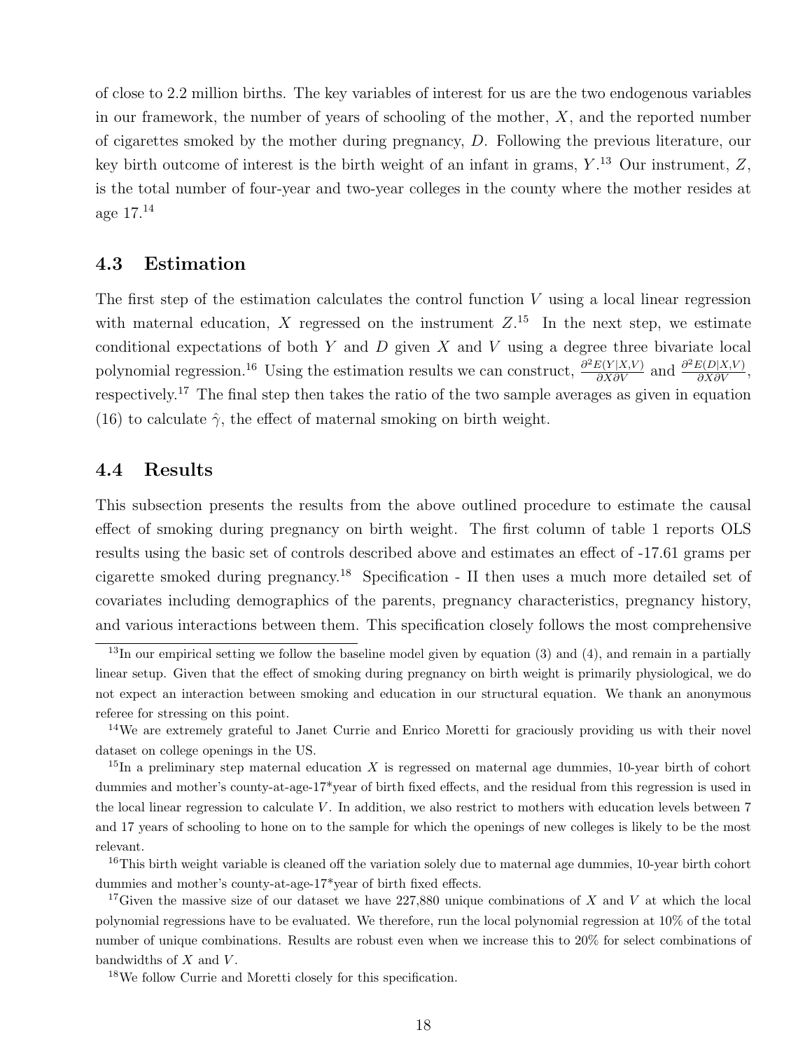of close to 2.2 million births. The key variables of interest for us are the two endogenous variables in our framework, the number of years of schooling of the mother, $X$, and the reported number of cigarettes smoked by the mother during pregnancy, $D$. Following the previous literature, our key birth outcome of interest is the birth weight of an infant in grams, $Y$.[13] Our instrument, $Z$, is the total number of four-year and two-year colleges in the county where the mother resides at age 17.[14]

### 4.3 Estimation

The first step of the estimation calculates the control function $V$ using a local linear regression with maternal education, $X$ regressed on the instrument $Z$.[15] In the next step, we estimate conditional expectations of both $Y$ and $D$ given $X$ and $V$ using a degree three bivariate local polynomial regression.[16] Using the estimation results we can construct, $\frac{\partial^2 E(Y|X,V)}{\partial X \partial V}$ and $\frac{\partial^2 E(D|X,V)}{\partial X \partial V}$, respectively.[17] The final step then takes the ratio of the two sample averages as given in equation (16) to calculate $\hat{\gamma}$, the effect of maternal smoking on birth weight.

### 4.4 Results

This subsection presents the results from the above outlined procedure to estimate the causal effect of smoking during pregnancy on birth weight. The first column of table 1 reports OLS results using the basic set of controls described above and estimates an effect of -17.61 grams per cigarette smoked during pregnancy.[18] Specification - II then uses a much more detailed set of covariates including demographics of the parents, pregnancy characteristics, pregnancy history, and various interactions between them. This specification closely follows the most comprehensive

---

[13] In our empirical setting we follow the baseline model given by equation (3) and (4), and remain in a partially linear setup. Given that the effect of smoking during pregnancy on birth weight is primarily physiological, we do not expect an interaction between smoking and education in our structural equation. We thank an anonymous referee for stressing on this point.

[14] We are extremely grateful to Janet Currie and Enrico Moretti for graciously providing us with their novel dataset on college openings in the US.

[15] In a preliminary step maternal education $X$ is regressed on maternal age dummies, 10-year birth of cohort dummies and mother's county-at-age-17*year of birth fixed effects, and the residual from this regression is used in the local linear regression to calculate $V$. In addition, we also restrict to mothers with education levels between 7 and 17 years of schooling to hone on to the sample for which the openings of new colleges is likely to be the most relevant.

[16] This birth weight variable is cleaned off the variation solely due to maternal age dummies, 10-year birth cohort dummies and mother's county-at-age-17*year of birth fixed effects.

[17] Given the massive size of our dataset we have 227,880 unique combinations of $X$ and $V$ at which the local polynomial regressions have to be evaluated. We therefore, run the local polynomial regression at 10% of the total number of unique combinations. Results are robust even when we increase this to 20% for select combinations of bandwidths of $X$ and $V$.

[18] We follow Currie and Moretti closely for this specification.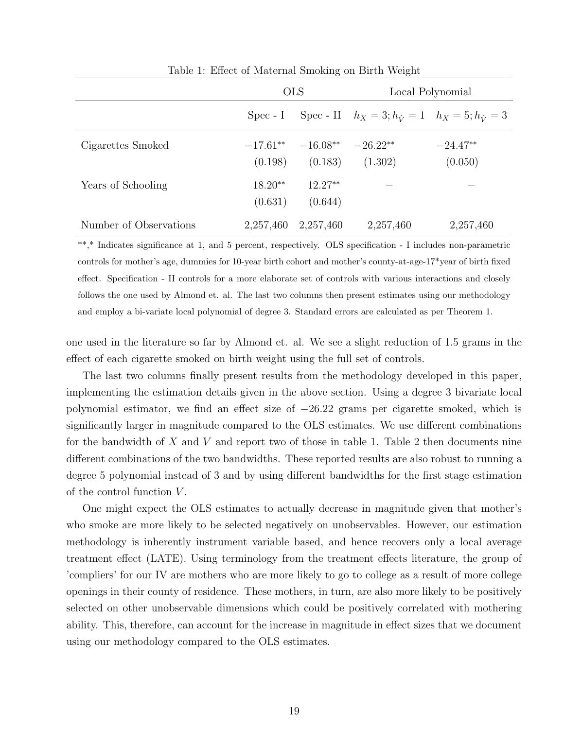Table 1: Effect of Maternal Smoking on Birth Weight

| | OLS | | Local Polynomial | |
|---|---|---|---|---|
| | Spec - I | Spec - II | $h_X = 3; h_{\hat{V}} = 1$ | $h_X = 5; h_{\hat{V}} = 3$ |
| Cigarettes Smoked | $-17.61^{**}$ | $-16.08^{**}$ | $-26.22^{**}$ | $-24.47^{**}$ |
| | (0.198) | (0.183) | (1.302) | (0.050) |
| Years of Schooling | $18.20^{**}$ | $12.27^{**}$ | – | – |
| | (0.631) | (0.644) | | |
| Number of Observations | 2,257,460 | 2,257,460 | 2,257,460 | 2,257,460 |

**,* Indicates significance at 1, and 5 percent, respectively. OLS specification - I includes non-parametric controls for mother's age, dummies for 10-year birth cohort and mother's county-at-age-17*year of birth fixed effect. Specification - II controls for a more elaborate set of controls with various interactions and closely follows the one used by Almond et. al. The last two columns then present estimates using our methodology and employ a bi-variate local polynomial of degree 3. Standard errors are calculated as per Theorem 1.

one used in the literature so far by Almond et. al. We see a slight reduction of 1.5 grams in the effect of each cigarette smoked on birth weight using the full set of controls.

The last two columns finally present results from the methodology developed in this paper, implementing the estimation details given in the above section. Using a degree 3 bivariate local polynomial estimator, we find an effect size of $-26.22$ grams per cigarette smoked, which is significantly larger in magnitude compared to the OLS estimates. We use different combinations for the bandwidth of $X$ and $V$ and report two of those in table 1. Table 2 then documents nine different combinations of the two bandwidths. These reported results are also robust to running a degree 5 polynomial instead of 3 and by using different bandwidths for the first stage estimation of the control function $V$.

One might expect the OLS estimates to actually decrease in magnitude given that mother's who smoke are more likely to be selected negatively on unobservables. However, our estimation methodology is inherently instrument variable based, and hence recovers only a local average treatment effect (LATE). Using terminology from the treatment effects literature, the group of 'compliers' for our IV are mothers who are more likely to go to college as a result of more college openings in their county of residence. These mothers, in turn, are also more likely to be positively selected on other unobservable dimensions which could be positively correlated with mothering ability. This, therefore, can account for the increase in magnitude in effect sizes that we document using our methodology compared to the OLS estimates.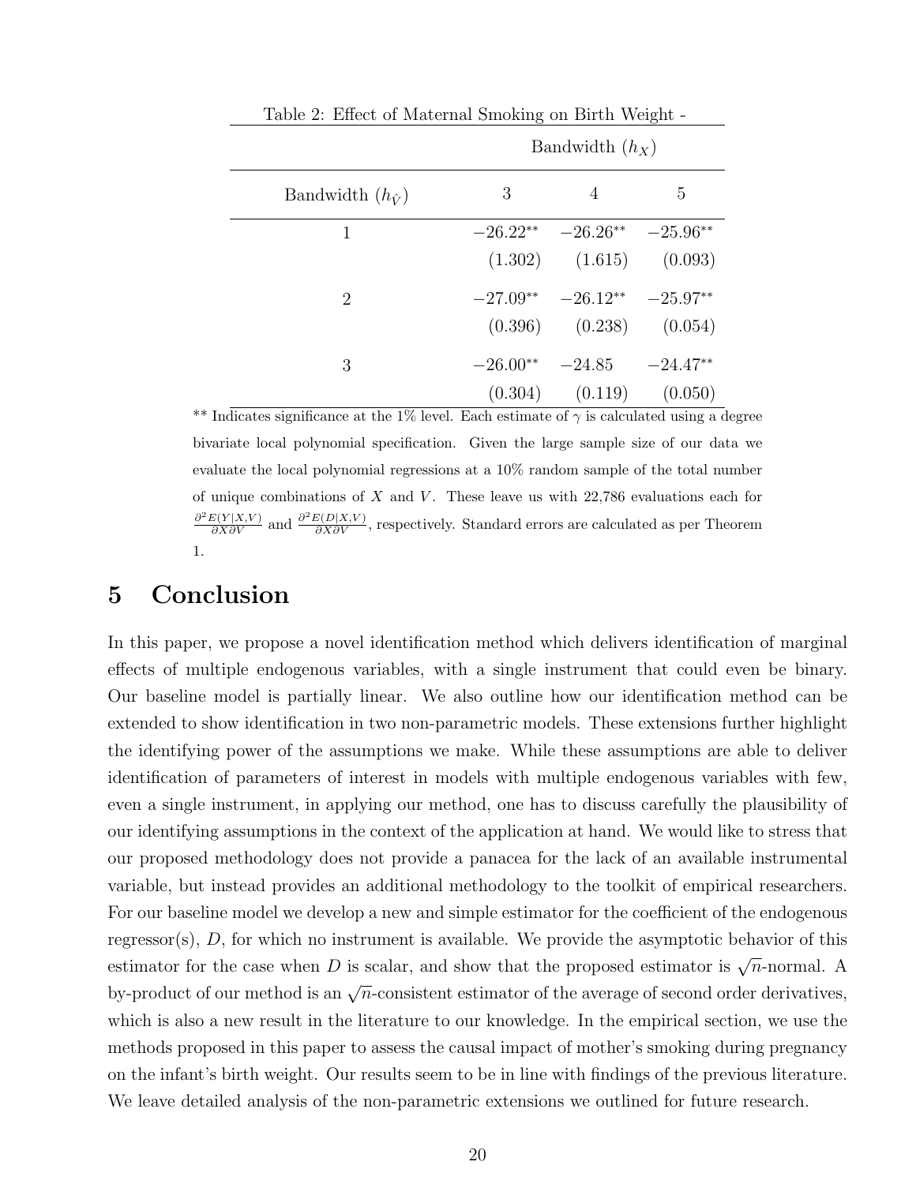Table 2: Effect of Maternal Smoking on Birth Weight -

| | Bandwidth ($h_X$) | | |
|---|---|---|---|
| Bandwidth ($h_{\hat{V}}$) | 3 | 4 | 5 |
| 1 | $-26.22^{**}$ | $-26.26^{**}$ | $-25.96^{**}$ |
| | (1.302) | (1.615) | (0.093) |
| 2 | $-27.09^{**}$ | $-26.12^{**}$ | $-25.97^{**}$ |
| | (0.396) | (0.238) | (0.054) |
| 3 | $-26.00^{**}$ | $-24.85$ | $-24.47^{**}$ |
| | (0.304) | (0.119) | (0.050) |

** Indicates significance at the 1% level. Each estimate of $\gamma$ is calculated using a degree bivariate local polynomial specification. Given the large sample size of our data we evaluate the local polynomial regressions at a 10% random sample of the total number of unique combinations of $X$ and $V$. These leave us with 22,786 evaluations each for $\frac{\partial^2 E(Y|X,V)}{\partial X \partial V}$ and $\frac{\partial^2 E(D|X,V)}{\partial X \partial V}$, respectively. Standard errors are calculated as per Theorem 1.

# 5 Conclusion

In this paper, we propose a novel identification method which delivers identification of marginal effects of multiple endogenous variables, with a single instrument that could even be binary. Our baseline model is partially linear. We also outline how our identification method can be extended to show identification in two non-parametric models. These extensions further highlight the identifying power of the assumptions we make. While these assumptions are able to deliver identification of parameters of interest in models with multiple endogenous variables with few, even a single instrument, in applying our method, one has to discuss carefully the plausibility of our identifying assumptions in the context of the application at hand. We would like to stress that our proposed methodology does not provide a panacea for the lack of an available instrumental variable, but instead provides an additional methodology to the toolkit of empirical researchers. For our baseline model we develop a new and simple estimator for the coefficient of the endogenous regressor(s), $D$, for which no instrument is available. We provide the asymptotic behavior of this estimator for the case when $D$ is scalar, and show that the proposed estimator is $\sqrt{n}$-normal. A by-product of our method is an $\sqrt{n}$-consistent estimator of the average of second order derivatives, which is also a new result in the literature to our knowledge. In the empirical section, we use the methods proposed in this paper to assess the causal impact of mother's smoking during pregnancy on the infant's birth weight. Our results seem to be in line with findings of the previous literature. We leave detailed analysis of the non-parametric extensions we outlined for future research.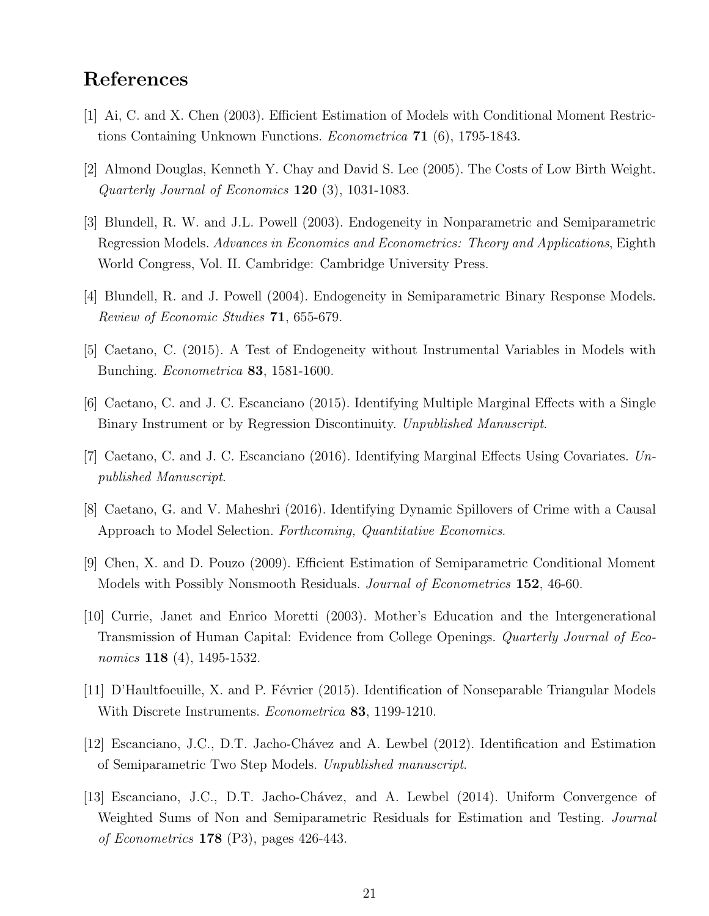## References

[1] Ai, C. and X. Chen (2003). Efficient Estimation of Models with Conditional Moment Restrictions Containing Unknown Functions. *Econometrica* **71** (6), 1795-1843.

[2] Almond Douglas, Kenneth Y. Chay and David S. Lee (2005). The Costs of Low Birth Weight. *Quarterly Journal of Economics* **120** (3), 1031-1083.

[3] Blundell, R. W. and J.L. Powell (2003). Endogeneity in Nonparametric and Semiparametric Regression Models. *Advances in Economics and Econometrics: Theory and Applications*, Eighth World Congress, Vol. II. Cambridge: Cambridge University Press.

[4] Blundell, R. and J. Powell (2004). Endogeneity in Semiparametric Binary Response Models. *Review of Economic Studies* **71**, 655-679.

[5] Caetano, C. (2015). A Test of Endogeneity without Instrumental Variables in Models with Bunching. *Econometrica* **83**, 1581-1600.

[6] Caetano, C. and J. C. Escanciano (2015). Identifying Multiple Marginal Effects with a Single Binary Instrument or by Regression Discontinuity. *Unpublished Manuscript*.

[7] Caetano, C. and J. C. Escanciano (2016). Identifying Marginal Effects Using Covariates. *Unpublished Manuscript*.

[8] Caetano, G. and V. Maheshri (2016). Identifying Dynamic Spillovers of Crime with a Causal Approach to Model Selection. *Forthcoming, Quantitative Economics*.

[9] Chen, X. and D. Pouzo (2009). Efficient Estimation of Semiparametric Conditional Moment Models with Possibly Nonsmooth Residuals. *Journal of Econometrics* **152**, 46-60.

[10] Currie, Janet and Enrico Moretti (2003). Mother's Education and the Intergenerational Transmission of Human Capital: Evidence from College Openings. *Quarterly Journal of Economics* **118** (4), 1495-1532.

[11] D'Haultfoeuille, X. and P. Février (2015). Identification of Nonseparable Triangular Models With Discrete Instruments. *Econometrica* **83**, 1199-1210.

[12] Escanciano, J.C., D.T. Jacho-Chávez and A. Lewbel (2012). Identification and Estimation of Semiparametric Two Step Models. *Unpublished manuscript*.

[13] Escanciano, J.C., D.T. Jacho-Chávez, and A. Lewbel (2014). Uniform Convergence of Weighted Sums of Non and Semiparametric Residuals for Estimation and Testing. *Journal of Econometrics* **178** (P3), pages 426-443.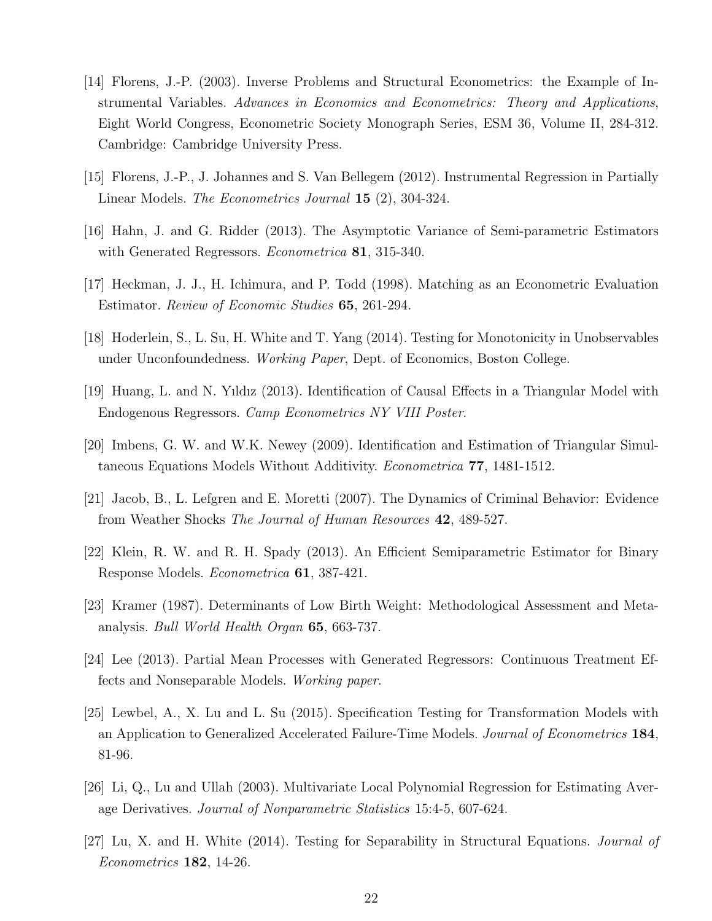[14] Florens, J.-P. (2003). Inverse Problems and Structural Econometrics: the Example of Instrumental Variables. *Advances in Economics and Econometrics: Theory and Applications*, Eight World Congress, Econometric Society Monograph Series, ESM 36, Volume II, 284-312. Cambridge: Cambridge University Press.

[15] Florens, J.-P., J. Johannes and S. Van Bellegem (2012). Instrumental Regression in Partially Linear Models. *The Econometrics Journal* **15** (2), 304-324.

[16] Hahn, J. and G. Ridder (2013). The Asymptotic Variance of Semi-parametric Estimators with Generated Regressors. *Econometrica* **81**, 315-340.

[17] Heckman, J. J., H. Ichimura, and P. Todd (1998). Matching as an Econometric Evaluation Estimator. *Review of Economic Studies* **65**, 261-294.

[18] Hoderlein, S., L. Su, H. White and T. Yang (2014). Testing for Monotonicity in Unobservables under Unconfoundedness. *Working Paper*, Dept. of Economics, Boston College.

[19] Huang, L. and N. Yıldız (2013). Identification of Causal Effects in a Triangular Model with Endogenous Regressors. *Camp Econometrics NY VIII Poster*.

[20] Imbens, G. W. and W.K. Newey (2009). Identification and Estimation of Triangular Simultaneous Equations Models Without Additivity. *Econometrica* **77**, 1481-1512.

[21] Jacob, B., L. Lefgren and E. Moretti (2007). The Dynamics of Criminal Behavior: Evidence from Weather Shocks *The Journal of Human Resources* **42**, 489-527.

[22] Klein, R. W. and R. H. Spady (2013). An Efficient Semiparametric Estimator for Binary Response Models. *Econometrica* **61**, 387-421.

[23] Kramer (1987). Determinants of Low Birth Weight: Methodological Assessment and Meta-analysis. *Bull World Health Organ* **65**, 663-737.

[24] Lee (2013). Partial Mean Processes with Generated Regressors: Continuous Treatment Effects and Nonseparable Models. *Working paper*.

[25] Lewbel, A., X. Lu and L. Su (2015). Specification Testing for Transformation Models with an Application to Generalized Accelerated Failure-Time Models. *Journal of Econometrics* **184**, 81-96.

[26] Li, Q., Lu and Ullah (2003). Multivariate Local Polynomial Regression for Estimating Average Derivatives. *Journal of Nonparametric Statistics* 15:4-5, 607-624.

[27] Lu, X. and H. White (2014). Testing for Separability in Structural Equations. *Journal of Econometrics* **182**, 14-26.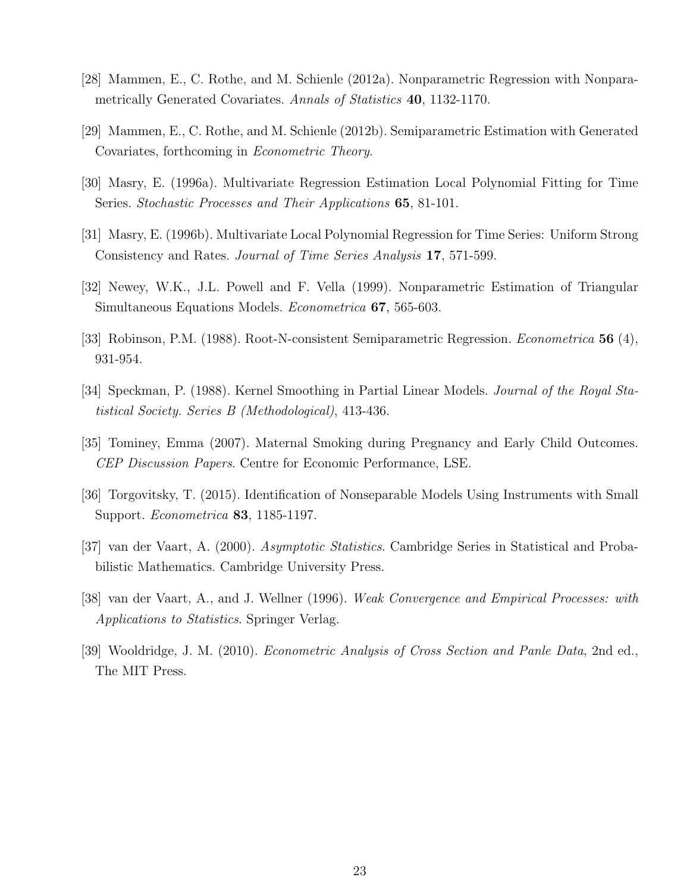[28] Mammen, E., C. Rothe, and M. Schienle (2012a). Nonparametric Regression with Nonparametrically Generated Covariates. *Annals of Statistics* **40**, 1132-1170.

[29] Mammen, E., C. Rothe, and M. Schienle (2012b). Semiparametric Estimation with Generated Covariates, forthcoming in *Econometric Theory*.

[30] Masry, E. (1996a). Multivariate Regression Estimation Local Polynomial Fitting for Time Series. *Stochastic Processes and Their Applications* **65**, 81-101.

[31] Masry, E. (1996b). Multivariate Local Polynomial Regression for Time Series: Uniform Strong Consistency and Rates. *Journal of Time Series Analysis* **17**, 571-599.

[32] Newey, W.K., J.L. Powell and F. Vella (1999). Nonparametric Estimation of Triangular Simultaneous Equations Models. *Econometrica* **67**, 565-603.

[33] Robinson, P.M. (1988). Root-N-consistent Semiparametric Regression. *Econometrica* **56** (4), 931-954.

[34] Speckman, P. (1988). Kernel Smoothing in Partial Linear Models. *Journal of the Royal Statistical Society. Series B (Methodological)*, 413-436.

[35] Tominey, Emma (2007). Maternal Smoking during Pregnancy and Early Child Outcomes. *CEP Discussion Papers*. Centre for Economic Performance, LSE.

[36] Torgovitsky, T. (2015). Identification of Nonseparable Models Using Instruments with Small Support. *Econometrica* **83**, 1185-1197.

[37] van der Vaart, A. (2000). *Asymptotic Statistics*. Cambridge Series in Statistical and Probabilistic Mathematics. Cambridge University Press.

[38] van der Vaart, A., and J. Wellner (1996). *Weak Convergence and Empirical Processes: with Applications to Statistics*. Springer Verlag.

[39] Wooldridge, J. M. (2010). *Econometric Analysis of Cross Section and Panle Data*, 2nd ed., The MIT Press.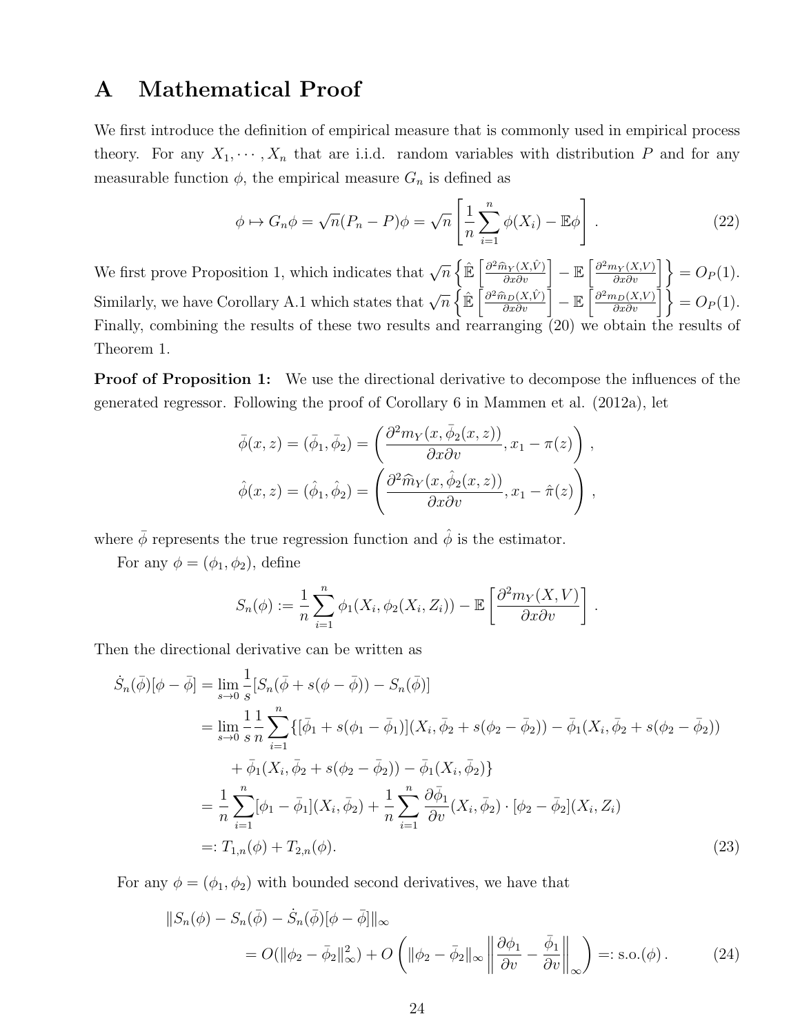# A Mathematical Proof

We first introduce the definition of empirical measure that is commonly used in empirical process theory. For any $X_1, \cdots, X_n$ that are i.i.d. random variables with distribution $P$ and for any measurable function $\phi$, the empirical measure $G_n$ is defined as

$$\phi \mapsto G_n\phi = \sqrt{n}(P_n - P)\phi = \sqrt{n}\left[\frac{1}{n}\sum_{i=1}^{n}\phi(X_i) - \mathbb{E}\phi\right]. \tag{22}$$

We first prove Proposition 1, which indicates that $\sqrt{n}\left\{\hat{\mathbb{E}}\left[\frac{\partial^2 \widehat{m}_Y(X,\hat{V})}{\partial x \partial v}\right] - \mathbb{E}\left[\frac{\partial^2 m_Y(X,V)}{\partial x \partial v}\right]\right\} = O_P(1)$. Similarly, we have Corollary A.1 which states that $\sqrt{n}\left\{\hat{\mathbb{E}}\left[\frac{\partial^2 \widehat{m}_D(X,\hat{V})}{\partial x \partial v}\right] - \mathbb{E}\left[\frac{\partial^2 m_D(X,V)}{\partial x \partial v}\right]\right\} = O_P(1)$. Finally, combining the results of these two results and rearranging (20) we obtain the results of Theorem 1.

**Proof of Proposition 1:** We use the directional derivative to decompose the influences of the generated regressor. Following the proof of Corollary 6 in Mammen et al. (2012a), let

$$\bar{\phi}(x,z) = (\bar{\phi}_1, \bar{\phi}_2) = \left(\frac{\partial^2 m_Y(x, \bar{\phi}_2(x,z))}{\partial x \partial v}, x_1 - \pi(z)\right),$$

$$\hat{\phi}(x,z) = (\hat{\phi}_1, \hat{\phi}_2) = \left(\frac{\partial^2 \widehat{m}_Y(x, \hat{\phi}_2(x,z))}{\partial x \partial v}, x_1 - \hat{\pi}(z)\right),$$

where $\bar{\phi}$ represents the true regression function and $\hat{\phi}$ is the estimator.

For any $\phi = (\phi_1, \phi_2)$, define

$$S_n(\phi) := \frac{1}{n}\sum_{i=1}^{n}\phi_1(X_i, \phi_2(X_i, Z_i)) - \mathbb{E}\left[\frac{\partial^2 m_Y(X,V)}{\partial x \partial v}\right].$$

Then the directional derivative can be written as

$$\begin{aligned}
\dot{S}_n(\bar{\phi})[\phi - \bar{\phi}] &= \lim_{s\to 0}\frac{1}{s}[S_n(\bar{\phi} + s(\phi - \bar{\phi})) - S_n(\bar{\phi})] \\
&= \lim_{s\to 0}\frac{1}{s}\frac{1}{n}\sum_{i=1}^{n}\{[\bar{\phi}_1 + s(\phi_1 - \bar{\phi}_1)](X_i, \bar{\phi}_2 + s(\phi_2 - \bar{\phi}_2)) - \bar{\phi}_1(X_i, \bar{\phi}_2 + s(\phi_2 - \bar{\phi}_2)) \\
&\quad + \bar{\phi}_1(X_i, \bar{\phi}_2 + s(\phi_2 - \bar{\phi}_2)) - \bar{\phi}_1(X_i, \bar{\phi}_2)\} \\
&= \frac{1}{n}\sum_{i=1}^{n}[\phi_1 - \bar{\phi}_1](X_i, \bar{\phi}_2) + \frac{1}{n}\sum_{i=1}^{n}\frac{\partial \bar{\phi}_1}{\partial v}(X_i, \bar{\phi}_2)\cdot[\phi_2 - \bar{\phi}_2](X_i, Z_i) \\
&=: T_{1,n}(\phi) + T_{2,n}(\phi).
\end{aligned} \tag{23}$$

For any $\phi = (\phi_1, \phi_2)$ with bounded second derivatives, we have that

$$\begin{aligned}
&\|S_n(\phi) - S_n(\bar{\phi}) - \dot{S}_n(\bar{\phi})[\phi - \bar{\phi}]\|_\infty \\
&\quad = O(\|\phi_2 - \bar{\phi}_2\|_\infty^2) + O\left(\|\phi_2 - \bar{\phi}_2\|_\infty \left\|\frac{\partial \phi_1}{\partial v} - \frac{\bar{\phi}_1}{\partial v}\right\|_\infty\right) =: \text{s.o.}(\phi).
\end{aligned} \tag{24}$$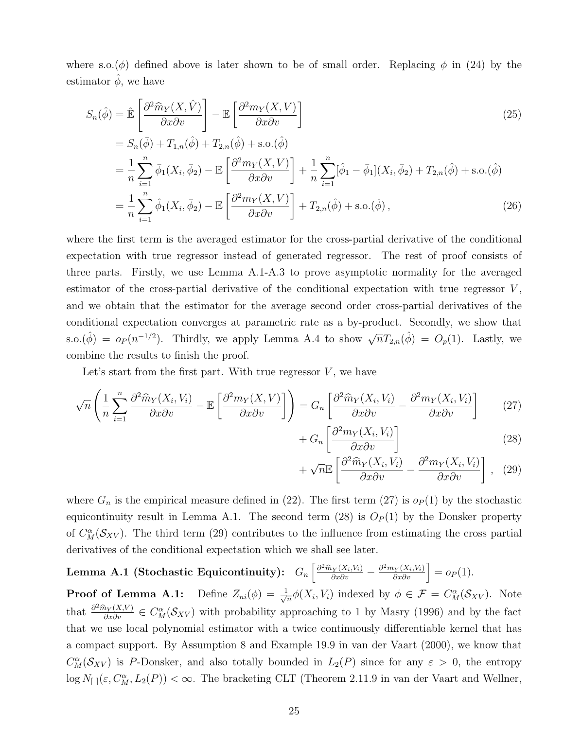where s.o.$(\phi)$ defined above is later shown to be of small order. Replacing $\phi$ in (24) by the estimator $\hat{\phi}$, we have

$$
\begin{aligned}
S_n(\hat{\phi}) &= \hat{\mathbb{E}}\left[\frac{\partial^2 \widehat{m}_Y(X,\hat{V})}{\partial x \partial v}\right] - \mathbb{E}\left[\frac{\partial^2 m_Y(X,V)}{\partial x \partial v}\right] && (25)\\
&= S_n(\bar{\phi}) + T_{1,n}(\hat{\phi}) + T_{2,n}(\hat{\phi}) + \text{s.o.}(\hat{\phi})\\
&= \frac{1}{n}\sum_{i=1}^{n} \bar{\phi}_1(X_i,\bar{\phi}_2) - \mathbb{E}\left[\frac{\partial^2 m_Y(X,V)}{\partial x \partial v}\right] + \frac{1}{n}\sum_{i=1}^{n}[\hat{\phi}_1 - \bar{\phi}_1](X_i,\bar{\phi}_2) + T_{2,n}(\hat{\phi}) + \text{s.o.}(\hat{\phi})\\
&= \frac{1}{n}\sum_{i=1}^{n} \hat{\phi}_1(X_i,\bar{\phi}_2) - \mathbb{E}\left[\frac{\partial^2 m_Y(X,V)}{\partial x \partial v}\right] + T_{2,n}(\hat{\phi}) + \text{s.o.}(\hat{\phi})\,, && (26)
\end{aligned}
$$

where the first term is the averaged estimator for the cross-partial derivative of the conditional expectation with true regressor instead of generated regressor. The rest of proof consists of three parts. Firstly, we use Lemma A.1-A.3 to prove asymptotic normality for the averaged estimator of the cross-partial derivative of the conditional expectation with true regressor $V$, and we obtain that the estimator for the average second order cross-partial derivatives of the conditional expectation converges at parametric rate as a by-product. Secondly, we show that s.o.$(\hat{\phi}) = o_P(n^{-1/2})$. Thirdly, we apply Lemma A.4 to show $\sqrt{n}T_{2,n}(\hat{\phi}) = O_p(1)$. Lastly, we combine the results to finish the proof.

Let's start from the first part. With true regressor $V$, we have

$$
\begin{aligned}
\sqrt{n}\left(\frac{1}{n}\sum_{i=1}^{n}\frac{\partial^2 \widehat{m}_Y(X_i,V_i)}{\partial x \partial v} - \mathbb{E}\left[\frac{\partial^2 m_Y(X,V)}{\partial x \partial v}\right]\right) &= G_n\left[\frac{\partial^2 \widehat{m}_Y(X_i,V_i)}{\partial x \partial v} - \frac{\partial^2 m_Y(X_i,V_i)}{\partial x \partial v}\right] && (27)\\
&+ G_n\left[\frac{\partial^2 m_Y(X_i,V_i)}{\partial x \partial v}\right] && (28)\\
&+ \sqrt{n}\mathbb{E}\left[\frac{\partial^2 \widehat{m}_Y(X_i,V_i)}{\partial x \partial v} - \frac{\partial^2 m_Y(X_i,V_i)}{\partial x \partial v}\right]\,, && (29)
\end{aligned}
$$

where $G_n$ is the empirical measure defined in (22). The first term (27) is $o_P(1)$ by the stochastic equicontinuity result in Lemma A.1. The second term (28) is $O_P(1)$ by the Donsker property of $C_M^{\alpha}(\mathcal{S}_{XV})$. The third term (29) contributes to the influence from estimating the cross partial derivatives of the conditional expectation which we shall see later.

**Lemma A.1 (Stochastic Equicontinuity):** $G_n\left[\frac{\partial^2 \widehat{m}_Y(X_i,V_i)}{\partial x \partial v} - \frac{\partial^2 m_Y(X_i,V_i)}{\partial x \partial v}\right] = o_P(1)$.

**Proof of Lemma A.1:** Define $Z_{ni}(\phi) = \frac{1}{\sqrt{n}}\phi(X_i,V_i)$ indexed by $\phi \in \mathcal{F} = C_M^{\alpha}(\mathcal{S}_{XV})$. Note that $\frac{\partial^2 \widehat{m}_Y(X,V)}{\partial x \partial v} \in C_M^{\alpha}(\mathcal{S}_{XV})$ with probability approaching to 1 by Masry (1996) and by the fact that we use local polynomial estimator with a twice continuously differentiable kernel that has a compact support. By Assumption 8 and Example 19.9 in van der Vaart (2000), we know that $C_M^{\alpha}(\mathcal{S}_{XV})$ is $P$-Donsker, and also totally bounded in $L_2(P)$ since for any $\varepsilon > 0$, the entropy $\log N_{[\,]}(\varepsilon, C_M^{\alpha}, L_2(P)) < \infty$. The bracketing CLT (Theorem 2.11.9 in van der Vaart and Wellner,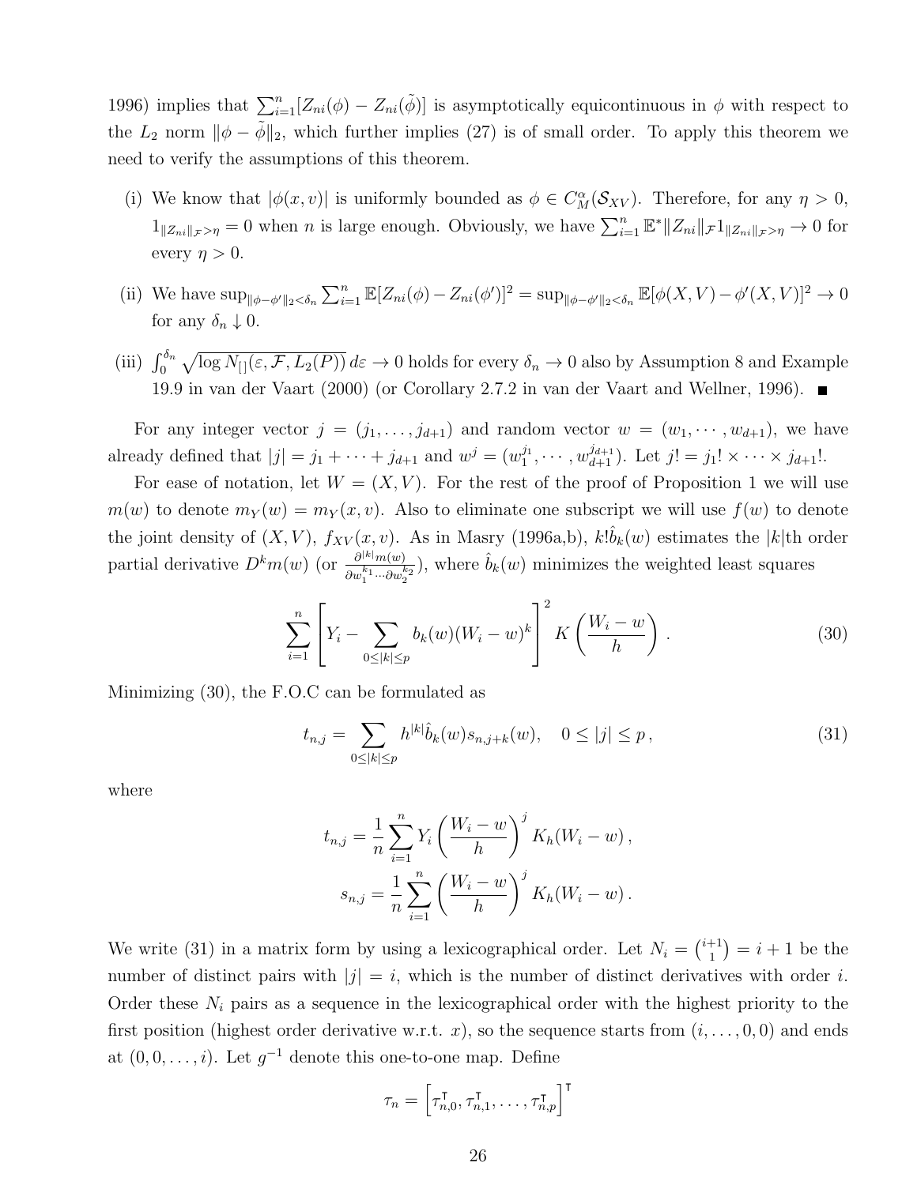1996) implies that $\sum_{i=1}^n [Z_{ni}(\phi) - Z_{ni}(\tilde{\phi})]$ is asymptotically equicontinuous in $\phi$ with respect to the $L_2$ norm $\|\phi - \tilde{\phi}\|_2$, which further implies (27) is of small order. To apply this theorem we need to verify the assumptions of this theorem.

(i) We know that $|\phi(x,v)|$ is uniformly bounded as $\phi \in C_M^\alpha(\mathcal{S}_{XV})$. Therefore, for any $\eta > 0$, $1_{\|Z_{ni}\|_{\mathcal{F}} > \eta} = 0$ when $n$ is large enough. Obviously, we have $\sum_{i=1}^n \mathbb{E}^* \|Z_{ni}\|_{\mathcal{F}} 1_{\|Z_{ni}\|_{\mathcal{F}} > \eta} \to 0$ for every $\eta > 0$.

(ii) We have $\sup_{\|\phi - \phi'\|_2 < \delta_n} \sum_{i=1}^n \mathbb{E}[Z_{ni}(\phi) - Z_{ni}(\phi')]^2 = \sup_{\|\phi - \phi'\|_2 < \delta_n} \mathbb{E}[\phi(X,V) - \phi'(X,V)]^2 \to 0$ for any $\delta_n \downarrow 0$.

(iii) $\int_0^{\delta_n} \sqrt{\log N_{[]}(\varepsilon, \mathcal{F}, L_2(P))}\, d\varepsilon \to 0$ holds for every $\delta_n \to 0$ also by Assumption 8 and Example 19.9 in van der Vaart (2000) (or Corollary 2.7.2 in van der Vaart and Wellner, 1996). ∎

For any integer vector $j = (j_1, \ldots, j_{d+1})$ and random vector $w = (w_1, \cdots, w_{d+1})$, we have already defined that $|j| = j_1 + \cdots + j_{d+1}$ and $w^j = (w_1^{j_1}, \cdots, w_{d+1}^{j_{d+1}})$. Let $j! = j_1! \times \cdots \times j_{d+1}!$.

For ease of notation, let $W = (X, V)$. For the rest of the proof of Proposition 1 we will use $m(w)$ to denote $m_Y(w) = m_Y(x, v)$. Also to eliminate one subscript we will use $f(w)$ to denote the joint density of $(X, V)$, $f_{XV}(x, v)$. As in Masry (1996a,b), $k!\hat{b}_k(w)$ estimates the $|k|$th order partial derivative $D^k m(w)$ (or $\frac{\partial^{|k|} m(w)}{\partial w_1^{k_1} \cdots \partial w_2^{k_2}}$), where $\hat{b}_k(w)$ minimizes the weighted least squares

$$\sum_{i=1}^n \left[ Y_i - \sum_{0 \le |k| \le p} b_k(w)(W_i - w)^k \right]^2 K\left(\frac{W_i - w}{h}\right). \tag{30}$$

Minimizing (30), the F.O.C can be formulated as

$$t_{n,j} = \sum_{0 \le |k| \le p} h^{|k|} \hat{b}_k(w) s_{n,j+k}(w), \quad 0 \le |j| \le p, \tag{31}$$

where

$$t_{n,j} = \frac{1}{n} \sum_{i=1}^n Y_i \left(\frac{W_i - w}{h}\right)^j K_h(W_i - w),$$
$$s_{n,j} = \frac{1}{n} \sum_{i=1}^n \left(\frac{W_i - w}{h}\right)^j K_h(W_i - w).$$

We write (31) in a matrix form by using a lexicographical order. Let $N_i = \binom{i+1}{1} = i + 1$ be the number of distinct pairs with $|j| = i$, which is the number of distinct derivatives with order $i$. Order these $N_i$ pairs as a sequence in the lexicographical order with the highest priority to the first position (highest order derivative w.r.t. $x$), so the sequence starts from $(i, \ldots, 0, 0)$ and ends at $(0, 0, \ldots, i)$. Let $g^{-1}$ denote this one-to-one map. Define

$$\tau_n = \left[\tau_{n,0}^\intercal, \tau_{n,1}^\intercal, \ldots, \tau_{n,p}^\intercal\right]^\intercal$$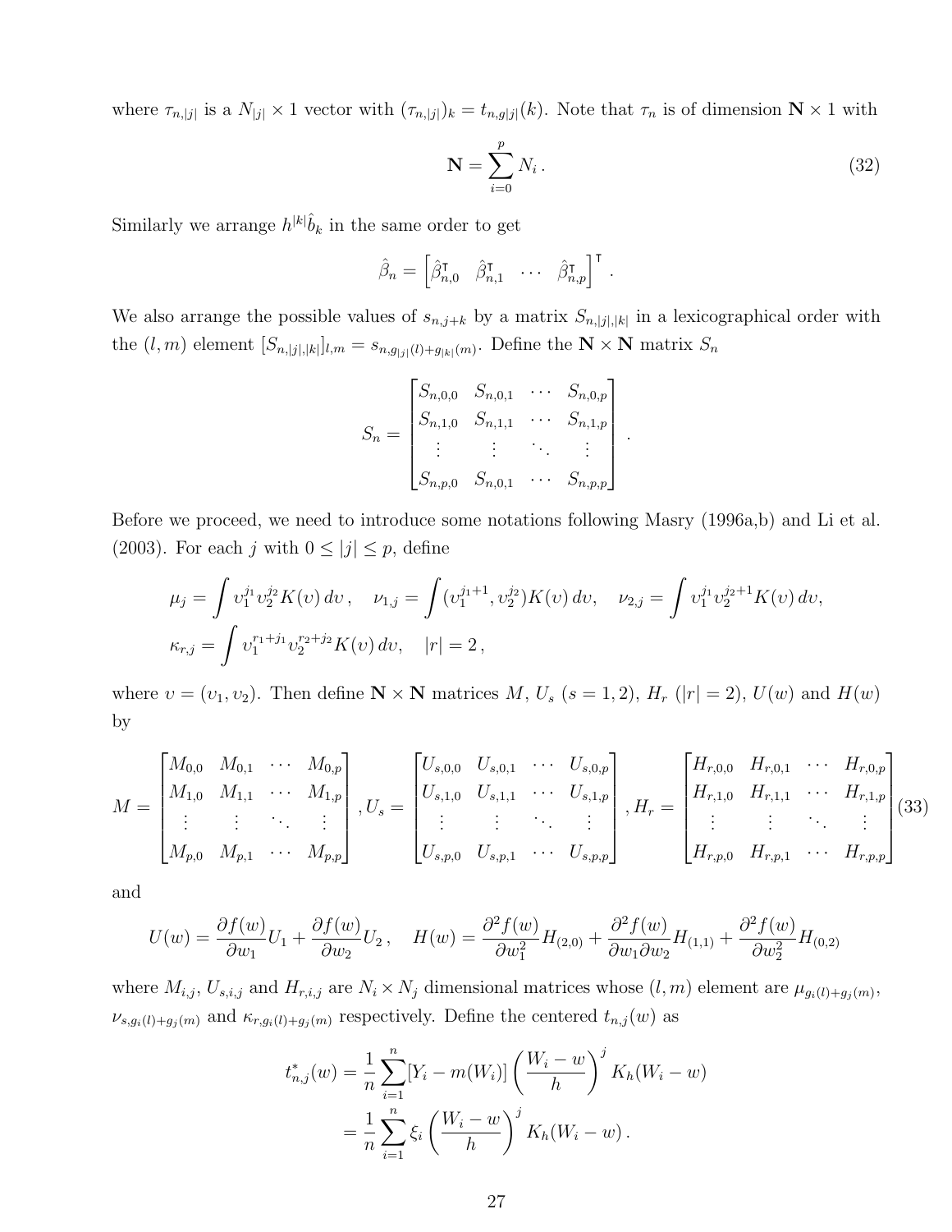where $\tau_{n,|j|}$ is a $N_{|j|} \times 1$ vector with $(\tau_{n,|j|})_k = t_{n,g_{|j|}}(k)$. Note that $\tau_n$ is of dimension $\mathbf{N} \times 1$ with

$$\mathbf{N} = \sum_{i=0}^{p} N_i \,. \tag{32}$$

Similarly we arrange $h^{|k|}\hat{b}_k$ in the same order to get

$$\hat{\beta}_n = \begin{bmatrix} \hat{\beta}_{n,0}^{\intercal} & \hat{\beta}_{n,1}^{\intercal} & \cdots & \hat{\beta}_{n,p}^{\intercal} \end{bmatrix}^{\intercal} .$$

We also arrange the possible values of $s_{n,j+k}$ by a matrix $S_{n,|j|,|k|}$ in a lexicographical order with the $(l,m)$ element $[S_{n,|j|,|k|}]_{l,m} = s_{n,g_{|j|}(l)+g_{|k|}(m)}$. Define the $\mathbf{N} \times \mathbf{N}$ matrix $S_n$

$$S_n = \begin{bmatrix} S_{n,0,0} & S_{n,0,1} & \cdots & S_{n,0,p} \\ S_{n,1,0} & S_{n,1,1} & \cdots & S_{n,1,p} \\ \vdots & \vdots & \ddots & \vdots \\ S_{n,p,0} & S_{n,0,1} & \cdots & S_{n,p,p} \end{bmatrix} .$$

Before we proceed, we need to introduce some notations following Masry (1996a,b) and Li et al. (2003). For each $j$ with $0 \le |j| \le p$, define

$$\mu_j = \int \upsilon_1^{j_1}\upsilon_2^{j_2} K(\upsilon)\, d\upsilon\,, \quad \nu_{1,j} = \int (\upsilon_1^{j_1+1}, \upsilon_2^{j_2}) K(\upsilon)\, d\upsilon, \quad \nu_{2,j} = \int \upsilon_1^{j_1}\upsilon_2^{j_2+1} K(\upsilon)\, d\upsilon,$$
$$\kappa_{r,j} = \int \upsilon_1^{r_1+j_1}\upsilon_2^{r_2+j_2} K(\upsilon)\, d\upsilon, \quad |r| = 2\,,$$

where $\upsilon = (\upsilon_1, \upsilon_2)$. Then define $\mathbf{N} \times \mathbf{N}$ matrices $M$, $U_s$ ($s = 1,2$), $H_r$ ($|r| = 2$), $U(w)$ and $H(w)$ by

$$M = \begin{bmatrix} M_{0,0} & M_{0,1} & \cdots & M_{0,p} \\ M_{1,0} & M_{1,1} & \cdots & M_{1,p} \\ \vdots & \vdots & \ddots & \vdots \\ M_{p,0} & M_{p,1} & \cdots & M_{p,p} \end{bmatrix}, U_s = \begin{bmatrix} U_{s,0,0} & U_{s,0,1} & \cdots & U_{s,0,p} \\ U_{s,1,0} & U_{s,1,1} & \cdots & U_{s,1,p} \\ \vdots & \vdots & \ddots & \vdots \\ U_{s,p,0} & U_{s,p,1} & \cdots & U_{s,p,p} \end{bmatrix}, H_r = \begin{bmatrix} H_{r,0,0} & H_{r,0,1} & \cdots & H_{r,0,p} \\ H_{r,1,0} & H_{r,1,1} & \cdots & H_{r,1,p} \\ \vdots & \vdots & \ddots & \vdots \\ H_{r,p,0} & H_{r,p,1} & \cdots & H_{r,p,p} \end{bmatrix} \tag{33}$$

and

$$U(w) = \frac{\partial f(w)}{\partial w_1} U_1 + \frac{\partial f(w)}{\partial w_2} U_2\,, \quad H(w) = \frac{\partial^2 f(w)}{\partial w_1^2} H_{(2,0)} + \frac{\partial^2 f(w)}{\partial w_1 \partial w_2} H_{(1,1)} + \frac{\partial^2 f(w)}{\partial w_2^2} H_{(0,2)}$$

where $M_{i,j}$, $U_{s,i,j}$ and $H_{r,i,j}$ are $N_i \times N_j$ dimensional matrices whose $(l,m)$ element are $\mu_{g_i(l)+g_j(m)}$, $\nu_{s,g_i(l)+g_j(m)}$ and $\kappa_{r,g_i(l)+g_j(m)}$ respectively. Define the centered $t_{n,j}(w)$ as

$$\begin{aligned} t_{n,j}^*(w) &= \frac{1}{n}\sum_{i=1}^{n} [Y_i - m(W_i)] \left(\frac{W_i - w}{h}\right)^j K_h(W_i - w) \\ &= \frac{1}{n}\sum_{i=1}^{n} \xi_i \left(\frac{W_i - w}{h}\right)^j K_h(W_i - w)\,. \end{aligned}$$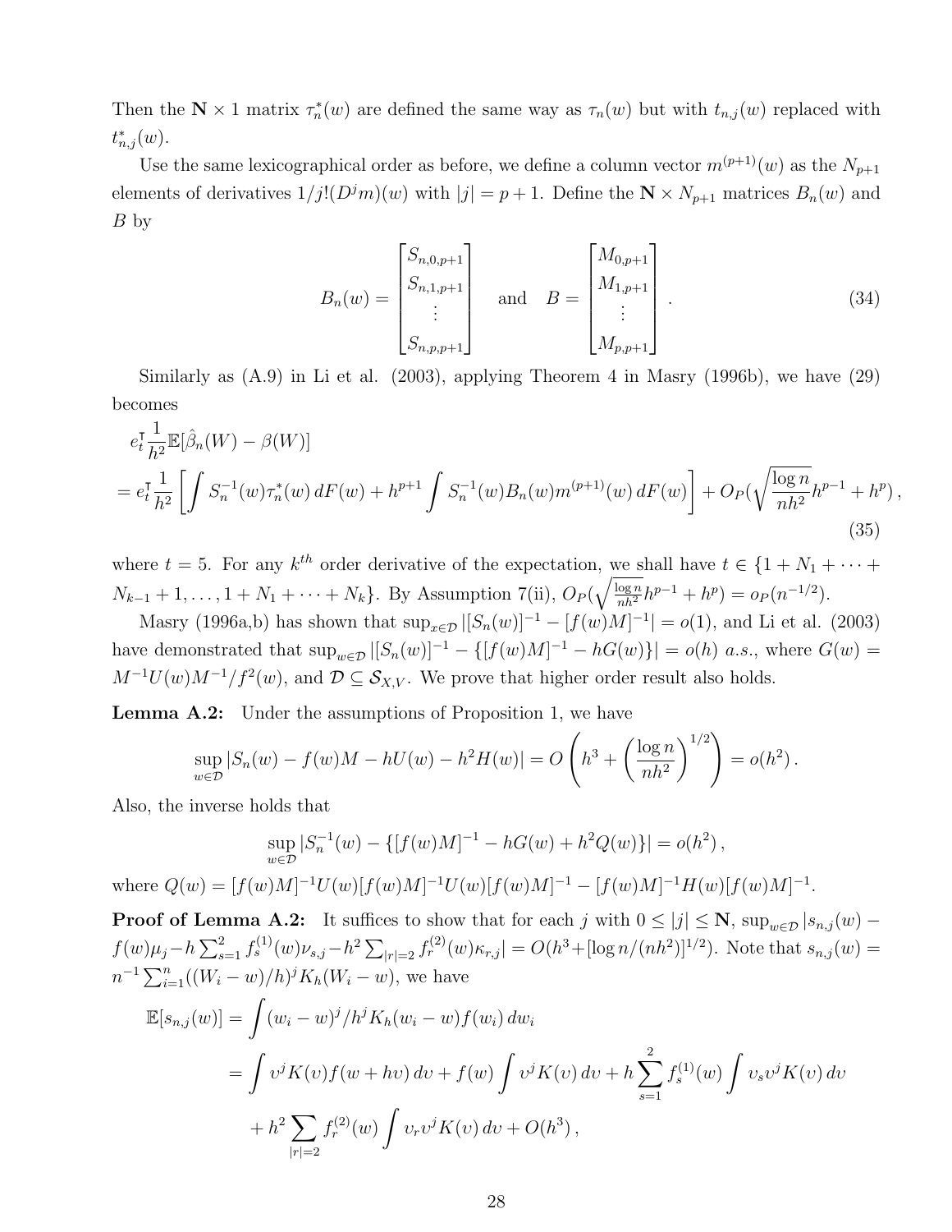Then the $\mathbf{N} \times 1$ matrix $\tau_n^*(w)$ are defined the same way as $\tau_n(w)$ but with $t_{n,j}(w)$ replaced with $t_{n,j}^*(w)$.

Use the same lexicographical order as before, we define a column vector $m^{(p+1)}(w)$ as the $N_{p+1}$ elements of derivatives $1/j!(D^j m)(w)$ with $|j| = p+1$. Define the $\mathbf{N} \times N_{p+1}$ matrices $B_n(w)$ and $B$ by

$$
B_n(w) = \begin{bmatrix} S_{n,0,p+1} \\ S_{n,1,p+1} \\ \vdots \\ S_{n,p,p+1} \end{bmatrix} \quad \text{and} \quad B = \begin{bmatrix} M_{0,p+1} \\ M_{1,p+1} \\ \vdots \\ M_{p,p+1} \end{bmatrix} . \tag{34}
$$

Similarly as (A.9) in Li et al. (2003), applying Theorem 4 in Masry (1996b), we have (29) becomes

$$
\begin{aligned}
& e_t^{\intercal} \frac{1}{h^2} \mathbb{E}[\hat{\beta}_n(W) - \beta(W)] \\
&= e_t^{\intercal} \frac{1}{h^2} \left[ \int S_n^{-1}(w) \tau_n^*(w) \, dF(w) + h^{p+1} \int S_n^{-1}(w) B_n(w) m^{(p+1)}(w) \, dF(w) \right] + O_P\Big(\sqrt{\frac{\log n}{nh^2}} h^{p-1} + h^p\Big) ,
\end{aligned} \tag{35}
$$

where $t = 5$. For any $k^{th}$ order derivative of the expectation, we shall have $t \in \{1 + N_1 + \cdots + N_{k-1} + 1, \ldots, 1 + N_1 + \cdots + N_k\}$. By Assumption 7(ii), $O_P(\sqrt{\frac{\log n}{nh^2}} h^{p-1} + h^p) = o_P(n^{-1/2})$.

Masry (1996a,b) has shown that $\sup_{x \in \mathcal{D}} |[S_n(w)]^{-1} - [f(w)M]^{-1}| = o(1)$, and Li et al. (2003) have demonstrated that $\sup_{w \in \mathcal{D}} |[S_n(w)]^{-1} - \{[f(w)M]^{-1} - hG(w)\}| = o(h)$ *a.s.*, where $G(w) = M^{-1}U(w)M^{-1}/f^2(w)$, and $\mathcal{D} \subseteq \mathcal{S}_{X,V}$. We prove that higher order result also holds.

**Lemma A.2:** Under the assumptions of Proposition 1, we have

$$
\sup_{w \in \mathcal{D}} |S_n(w) - f(w)M - hU(w) - h^2 H(w)| = O\left( h^3 + \left( \frac{\log n}{nh^2} \right)^{1/2} \right) = o(h^2) .
$$

Also, the inverse holds that

$$
\sup_{w \in \mathcal{D}} |S_n^{-1}(w) - \{[f(w)M]^{-1} - hG(w) + h^2 Q(w)\}| = o(h^2) ,
$$

where $Q(w) = [f(w)M]^{-1}U(w)[f(w)M]^{-1}U(w)[f(w)M]^{-1} - [f(w)M]^{-1}H(w)[f(w)M]^{-1}$.

**Proof of Lemma A.2:** It suffices to show that for each $j$ with $0 \leq |j| \leq \mathbf{N}$, $\sup_{w \in \mathcal{D}} |s_{n,j}(w) - f(w)\mu_j - h \sum_{s=1}^2 f_s^{(1)}(w)\nu_{s,j} - h^2 \sum_{|r|=2} f_r^{(2)}(w)\kappa_{r,j}| = O(h^3 + [\log n/(nh^2)]^{1/2})$. Note that $s_{n,j}(w) = n^{-1} \sum_{i=1}^n ((W_i - w)/h)^j K_h(W_i - w)$, we have

$$
\begin{aligned}
\mathbb{E}[s_{n,j}(w)] &= \int (w_i - w)^j / h^j K_h(w_i - w) f(w_i) \, dw_i \\
&= \int \upsilon^j K(\upsilon) f(w + h\upsilon) \, d\upsilon + f(w) \int \upsilon^j K(\upsilon) \, d\upsilon + h \sum_{s=1}^2 f_s^{(1)}(w) \int \upsilon_s \upsilon^j K(\upsilon) \, d\upsilon \\
&\quad + h^2 \sum_{|r|=2} f_r^{(2)}(w) \int \upsilon_r \upsilon^j K(\upsilon) \, d\upsilon + O(h^3) ,
\end{aligned}
$$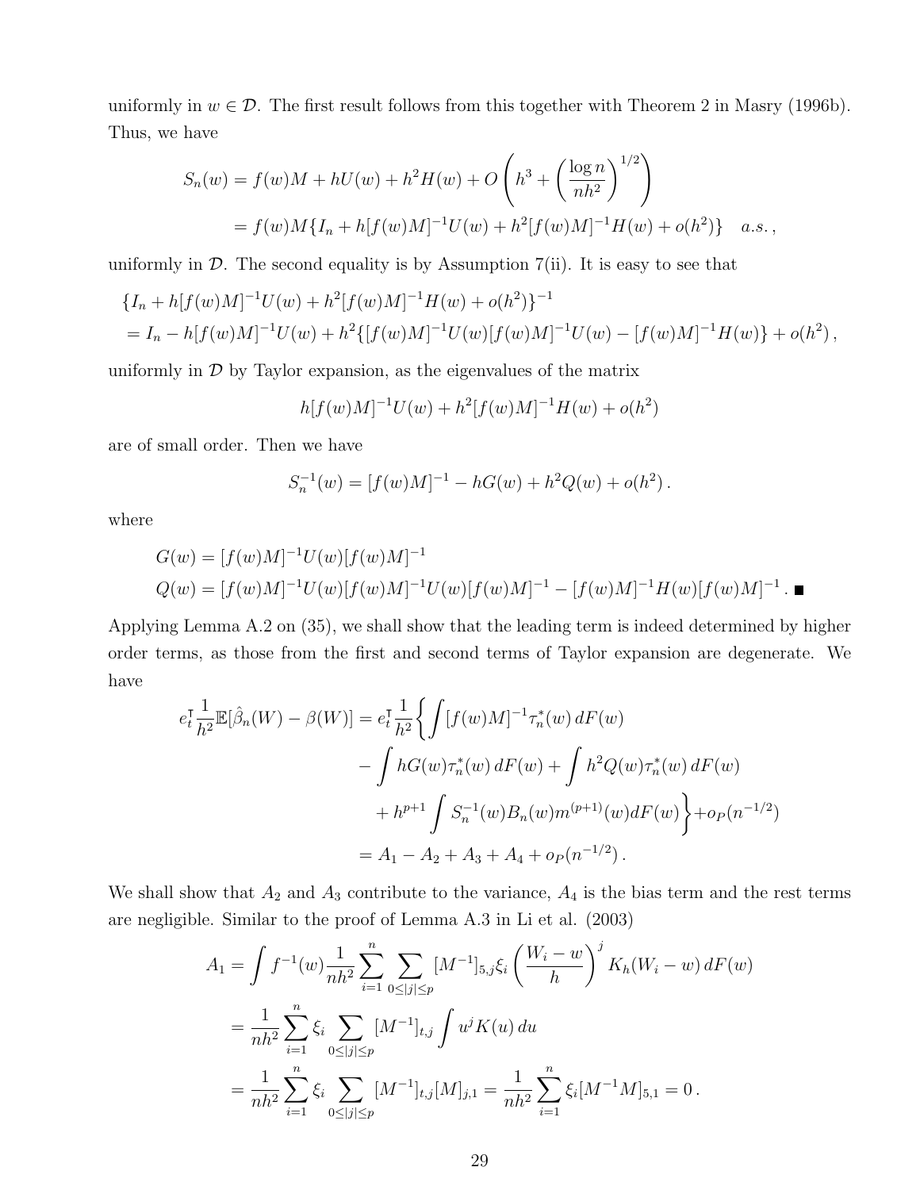uniformly in $w \in \mathcal{D}$. The first result follows from this together with Theorem 2 in Masry (1996b). Thus, we have

$$
\begin{aligned}
S_n(w) &= f(w)M + hU(w) + h^2 H(w) + O\left(h^3 + \left(\frac{\log n}{nh^2}\right)^{1/2}\right) \\
&= f(w)M\{I_n + h[f(w)M]^{-1}U(w) + h^2[f(w)M]^{-1}H(w) + o(h^2)\} \quad a.s.,
\end{aligned}
$$

uniformly in $\mathcal{D}$. The second equality is by Assumption 7(ii). It is easy to see that

$$
\begin{aligned}
&\{I_n + h[f(w)M]^{-1}U(w) + h^2[f(w)M]^{-1}H(w) + o(h^2)\}^{-1} \\
&= I_n - h[f(w)M]^{-1}U(w) + h^2\{[f(w)M]^{-1}U(w)[f(w)M]^{-1}U(w) - [f(w)M]^{-1}H(w)\} + o(h^2),
\end{aligned}
$$

uniformly in $\mathcal{D}$ by Taylor expansion, as the eigenvalues of the matrix

$$
h[f(w)M]^{-1}U(w) + h^2[f(w)M]^{-1}H(w) + o(h^2)
$$

are of small order. Then we have

$$
S_n^{-1}(w) = [f(w)M]^{-1} - hG(w) + h^2 Q(w) + o(h^2).
$$

where

$$
\begin{aligned}
G(w) &= [f(w)M]^{-1}U(w)[f(w)M]^{-1} \\
Q(w) &= [f(w)M]^{-1}U(w)[f(w)M]^{-1}U(w)[f(w)M]^{-1} - [f(w)M]^{-1}H(w)[f(w)M]^{-1}. \ \blacksquare
\end{aligned}
$$

Applying Lemma A.2 on (35), we shall show that the leading term is indeed determined by higher order terms, as those from the first and second terms of Taylor expansion are degenerate. We have

$$
\begin{aligned}
e_t^\intercal \frac{1}{h^2}\mathbb{E}[\hat{\beta}_n(W) - \beta(W)] &= e_t^\intercal \frac{1}{h^2}\bigg\{\int [f(w)M]^{-1}\tau_n^*(w)\,dF(w) \\
&\quad - \int hG(w)\tau_n^*(w)\,dF(w) + \int h^2 Q(w)\tau_n^*(w)\,dF(w) \\
&\quad + h^{p+1}\int S_n^{-1}(w)B_n(w)m^{(p+1)}(w)dF(w)\bigg\} + o_P(n^{-1/2}) \\
&= A_1 - A_2 + A_3 + A_4 + o_P(n^{-1/2}).
\end{aligned}
$$

We shall show that $A_2$ and $A_3$ contribute to the variance, $A_4$ is the bias term and the rest terms are negligible. Similar to the proof of Lemma A.3 in Li et al. (2003)

$$
\begin{aligned}
A_1 &= \int f^{-1}(w)\frac{1}{nh^2}\sum_{i=1}^n \sum_{0\le|j|\le p}[M^{-1}]_{5,j}\xi_i\left(\frac{W_i - w}{h}\right)^j K_h(W_i - w)\,dF(w) \\
&= \frac{1}{nh^2}\sum_{i=1}^n \xi_i \sum_{0\le|j|\le p}[M^{-1}]_{t,j}\int u^j K(u)\,du \\
&= \frac{1}{nh^2}\sum_{i=1}^n \xi_i \sum_{0\le|j|\le p}[M^{-1}]_{t,j}[M]_{j,1} = \frac{1}{nh^2}\sum_{i=1}^n \xi_i [M^{-1}M]_{5,1} = 0.
\end{aligned}
$$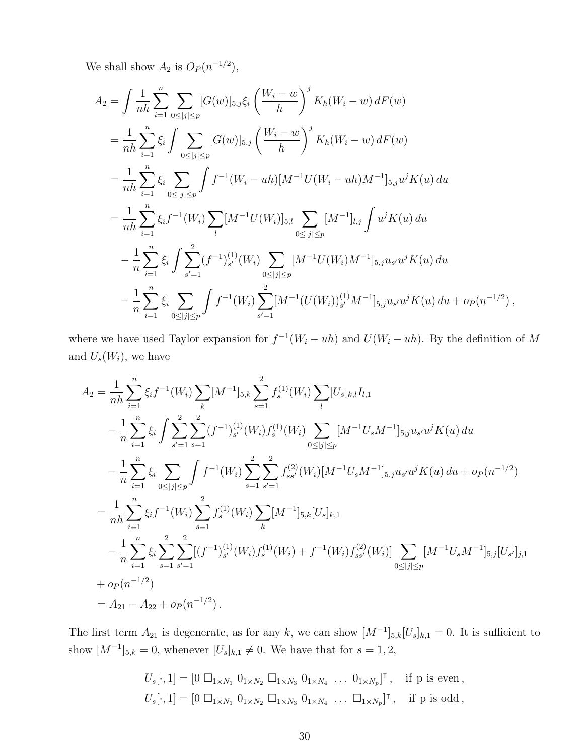We shall show $A_2$ is $O_P(n^{-1/2})$,

$$
\begin{aligned}
A_2 &= \int \frac{1}{nh}\sum_{i=1}^{n}\sum_{0\le|j|\le p}[G(w)]_{5,j}\xi_i\left(\frac{W_i-w}{h}\right)^j K_h(W_i-w)\,dF(w)\\
&= \frac{1}{nh}\sum_{i=1}^{n}\xi_i\int\sum_{0\le|j|\le p}[G(w)]_{5,j}\left(\frac{W_i-w}{h}\right)^j K_h(W_i-w)\,dF(w)\\
&= \frac{1}{nh}\sum_{i=1}^{n}\xi_i\sum_{0\le|j|\le p}\int f^{-1}(W_i-uh)[M^{-1}U(W_i-uh)M^{-1}]_{5,j}u^jK(u)\,du\\
&= \frac{1}{nh}\sum_{i=1}^{n}\xi_i f^{-1}(W_i)\sum_{l}[M^{-1}U(W_i)]_{5,l}\sum_{0\le|j|\le p}[M^{-1}]_{l,j}\int u^jK(u)\,du\\
&\quad-\frac{1}{n}\sum_{i=1}^{n}\xi_i\int\sum_{s'=1}^{2}(f^{-1})^{(1)}_{s'}(W_i)\sum_{0\le|j|\le p}[M^{-1}U(W_i)M^{-1}]_{5,j}u_{s'}u^jK(u)\,du\\
&\quad-\frac{1}{n}\sum_{i=1}^{n}\xi_i\sum_{0\le|j|\le p}\int f^{-1}(W_i)\sum_{s'=1}^{2}[M^{-1}(U(W_i))^{(1)}_{s'}M^{-1}]_{5,j}u_{s'}u^jK(u)\,du+o_P(n^{-1/2})\,,
\end{aligned}
$$

where we have used Taylor expansion for $f^{-1}(W_i-uh)$ and $U(W_i-uh)$. By the definition of $M$ and $U_s(W_i)$, we have

$$
\begin{aligned}
A_2 &= \frac{1}{nh}\sum_{i=1}^{n}\xi_i f^{-1}(W_i)\sum_{k}[M^{-1}]_{5,k}\sum_{s=1}^{2}f^{(1)}_s(W_i)\sum_{l}[U_s]_{k,l}I_{l,1}\\
&\quad-\frac{1}{n}\sum_{i=1}^{n}\xi_i\int\sum_{s'=1}^{2}\sum_{s=1}^{2}(f^{-1})^{(1)}_{s'}(W_i)f^{(1)}_s(W_i)\sum_{0\le|j|\le p}[M^{-1}U_sM^{-1}]_{5,j}u_{s'}u^jK(u)\,du\\
&\quad-\frac{1}{n}\sum_{i=1}^{n}\xi_i\sum_{0\le|j|\le p}\int f^{-1}(W_i)\sum_{s=1}^{2}\sum_{s'=1}^{2}f^{(2)}_{ss'}(W_i)[M^{-1}U_sM^{-1}]_{5,j}u_{s'}u^jK(u)\,du+o_P(n^{-1/2})\\
&= \frac{1}{nh}\sum_{i=1}^{n}\xi_i f^{-1}(W_i)\sum_{s=1}^{2}f^{(1)}_s(W_i)\sum_{k}[M^{-1}]_{5,k}[U_s]_{k,1}\\
&\quad-\frac{1}{n}\sum_{i=1}^{n}\xi_i\sum_{s=1}^{2}\sum_{s'=1}^{2}[(f^{-1})^{(1)}_{s'}(W_i)f^{(1)}_s(W_i)+f^{-1}(W_i)f^{(2)}_{ss'}(W_i)]\sum_{0\le|j|\le p}[M^{-1}U_sM^{-1}]_{5,j}[U_{s'}]_{j,1}\\
&\quad+o_P(n^{-1/2})\\
&= A_{21}-A_{22}+o_P(n^{-1/2})\,.
\end{aligned}
$$

The first term $A_{21}$ is degenerate, as for any $k$, we can show $[M^{-1}]_{5,k}[U_s]_{k,1}=0$. It is sufficient to show $[M^{-1}]_{5,k}=0$, whenever $[U_s]_{k,1}\neq 0$. We have that for $s=1,2$,

$$
\begin{aligned}
U_s[\cdot,1] &= [0\ \square_{1\times N_1}\ 0_{1\times N_2}\ \square_{1\times N_3}\ 0_{1\times N_4}\ \ldots\ 0_{1\times N_p}]^\intercal\,,\quad \text{if p is even}\,,\\
U_s[\cdot,1] &= [0\ \square_{1\times N_1}\ 0_{1\times N_2}\ \square_{1\times N_3}\ 0_{1\times N_4}\ \ldots\ \square_{1\times N_p}]^\intercal\,,\quad \text{if p is odd}\,,
\end{aligned}
$$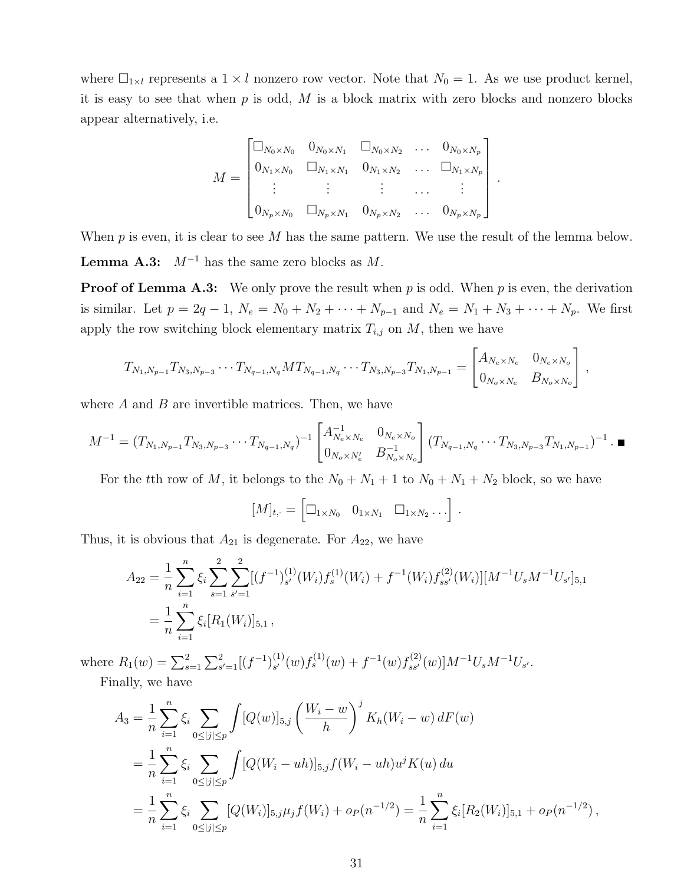where $\square_{1\times l}$ represents a $1 \times l$ nonzero row vector. Note that $N_0 = 1$. As we use product kernel, it is easy to see that when $p$ is odd, $M$ is a block matrix with zero blocks and nonzero blocks appear alternatively, i.e.

$$
M = \begin{bmatrix} \square_{N_0\times N_0} & 0_{N_0\times N_1} & \square_{N_0\times N_2} & \dots & 0_{N_0\times N_p} \\ 0_{N_1\times N_0} & \square_{N_1\times N_1} & 0_{N_1\times N_2} & \dots & \square_{N_1\times N_p} \\ \vdots & \vdots & \vdots & \dots & \vdots \\ 0_{N_p\times N_0} & \square_{N_p\times N_1} & 0_{N_p\times N_2} & \dots & 0_{N_p\times N_p} \end{bmatrix} .
$$

When $p$ is even, it is clear to see $M$ has the same pattern. We use the result of the lemma below.

**Lemma A.3:** $M^{-1}$ has the same zero blocks as $M$.

**Proof of Lemma A.3:** We only prove the result when $p$ is odd. When $p$ is even, the derivation is similar. Let $p = 2q - 1$, $N_e = N_0 + N_2 + \cdots + N_{p-1}$ and $N_e = N_1 + N_3 + \cdots + N_p$. We first apply the row switching block elementary matrix $T_{i,j}$ on $M$, then we have

$$
T_{N_1,N_{p-1}} T_{N_3,N_{p-3}} \cdots T_{N_{q-1},N_q} M T_{N_{q-1},N_q} \cdots T_{N_3,N_{p-3}} T_{N_1,N_{p-1}} = \begin{bmatrix} A_{N_e\times N_e} & 0_{N_e\times N_o} \\ 0_{N_o\times N_e} & B_{N_o\times N_o} \end{bmatrix} ,
$$

where $A$ and $B$ are invertible matrices. Then, we have

$$
M^{-1} = (T_{N_1,N_{p-1}} T_{N_3,N_{p-3}} \cdots T_{N_{q-1},N_q})^{-1} \begin{bmatrix} A^{-1}_{N_e\times N_e} & 0_{N_e\times N_o} \\ 0_{N_o\times N_e'} & B^{-1}_{N_o\times N_o} \end{bmatrix} (T_{N_{q-1},N_q} \cdots T_{N_3,N_{p-3}} T_{N_1,N_{p-1}})^{-1} . \blacksquare
$$

For the $t$th row of $M$, it belongs to the $N_0 + N_1 + 1$ to $N_0 + N_1 + N_2$ block, so we have

$$
[M]_{t,\cdot} = \begin{bmatrix} \square_{1\times N_0} & 0_{1\times N_1} & \square_{1\times N_2} \dots \end{bmatrix} .
$$

Thus, it is obvious that $A_{21}$ is degenerate. For $A_{22}$, we have

$$
\begin{aligned}
A_{22} &= \frac{1}{n}\sum_{i=1}^{n} \xi_i \sum_{s=1}^{2}\sum_{s'=1}^{2} [(f^{-1})^{(1)}_{s'}(W_i) f^{(1)}_s(W_i) + f^{-1}(W_i) f^{(2)}_{ss'}(W_i)][M^{-1}U_s M^{-1} U_{s'}]_{5,1} \\
&= \frac{1}{n}\sum_{i=1}^{n} \xi_i [R_1(W_i)]_{5,1} ,
\end{aligned}
$$

where $R_1(w) = \sum_{s=1}^{2}\sum_{s'=1}^{2}[(f^{-1})^{(1)}_{s'}(w) f^{(1)}_s(w) + f^{-1}(w) f^{(2)}_{ss'}(w)] M^{-1} U_s M^{-1} U_{s'}$.

Finally, we have

$$
\begin{aligned}
A_3 &= \frac{1}{n}\sum_{i=1}^{n} \xi_i \sum_{0\le|j|\le p} \int [Q(w)]_{5,j} \left(\frac{W_i - w}{h}\right)^j K_h(W_i - w)\, dF(w) \\
&= \frac{1}{n}\sum_{i=1}^{n} \xi_i \sum_{0\le|j|\le p} \int [Q(W_i - uh)]_{5,j} f(W_i - uh) u^j K(u)\, du \\
&= \frac{1}{n}\sum_{i=1}^{n} \xi_i \sum_{0\le|j|\le p} [Q(W_i)]_{5,j} \mu_j f(W_i) + o_P(n^{-1/2}) = \frac{1}{n}\sum_{i=1}^{n} \xi_i [R_2(W_i)]_{5,1} + o_P(n^{-1/2}) ,
\end{aligned}
$$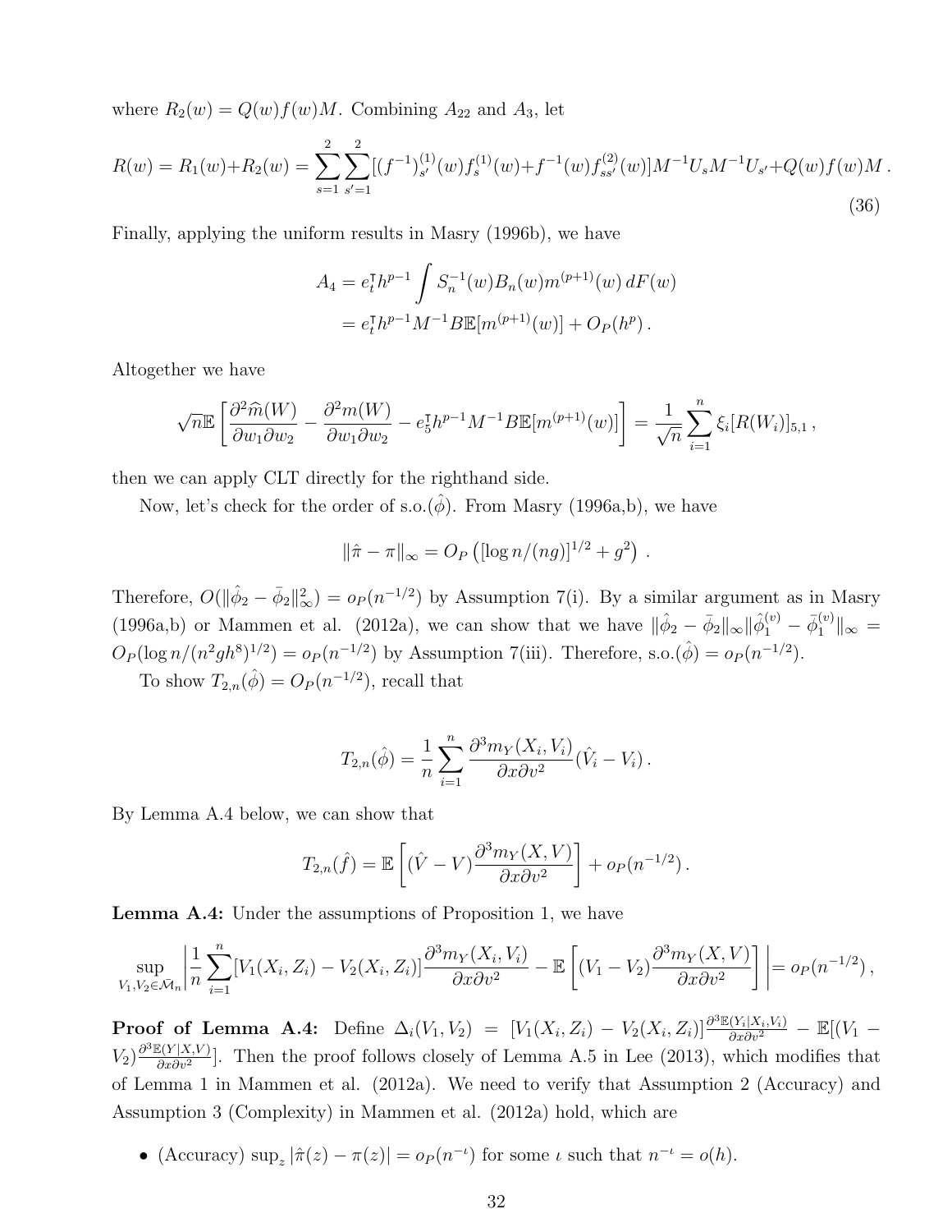where $R_2(w) = Q(w)f(w)M$. Combining $A_{22}$ and $A_3$, let

$$R(w) = R_1(w)+R_2(w) = \sum_{s=1}^{2}\sum_{s'=1}^{2}[(f^{-1})^{(1)}_{s'}(w)f^{(1)}_s(w)+f^{-1}(w)f^{(2)}_{ss'}(w)]M^{-1}U_sM^{-1}U_{s'}+Q(w)f(w)M\,. \tag{36}$$

Finally, applying the uniform results in Masry (1996b), we have

$$\begin{aligned} A_4 &= e_t^\intercal h^{p-1}\int S_n^{-1}(w)B_n(w)m^{(p+1)}(w)\,dF(w) \\ &= e_t^\intercal h^{p-1}M^{-1}B\mathbb{E}[m^{(p+1)}(w)] + O_P(h^p)\,. \end{aligned}$$

Altogether we have

$$\sqrt{n}\mathbb{E}\left[\frac{\partial^2\widehat{m}(W)}{\partial w_1\partial w_2} - \frac{\partial^2 m(W)}{\partial w_1\partial w_2} - e_5^\intercal h^{p-1}M^{-1}B\mathbb{E}[m^{(p+1)}(w)]\right] = \frac{1}{\sqrt{n}}\sum_{i=1}^{n}\xi_i[R(W_i)]_{5,1}\,,$$

then we can apply CLT directly for the righthand side.

Now, let's check for the order of s.o.($\hat{\phi}$). From Masry (1996a,b), we have

$$\|\hat{\pi}-\pi\|_\infty = O_P\left([\log n/(ng)]^{1/2}+g^2\right)\,.$$

Therefore, $O(\|\hat{\phi}_2-\bar{\phi}_2\|^2_\infty) = o_P(n^{-1/2})$ by Assumption 7(i). By a similar argument as in Masry (1996a,b) or Mammen et al. (2012a), we can show that we have $\|\hat{\phi}_2-\bar{\phi}_2\|_\infty\|\hat{\phi}^{(v)}_1-\bar{\phi}^{(v)}_1\|_\infty = O_P(\log n/(n^2gh^8)^{1/2}) = o_P(n^{-1/2})$ by Assumption 7(iii). Therefore, s.o.($\hat{\phi}$) $= o_P(n^{-1/2})$.

To show $T_{2,n}(\hat{\phi}) = O_P(n^{-1/2})$, recall that

$$T_{2,n}(\hat{\phi}) = \frac{1}{n}\sum_{i=1}^{n}\frac{\partial^3 m_Y(X_i,V_i)}{\partial x\partial v^2}(\hat{V}_i - V_i)\,.$$

By Lemma A.4 below, we can show that

$$T_{2,n}(\hat{f}) = \mathbb{E}\left[(\hat{V}-V)\frac{\partial^3 m_Y(X,V)}{\partial x\partial v^2}\right] + o_P(n^{-1/2})\,.$$

**Lemma A.4:** Under the assumptions of Proposition 1, we have

$$\sup_{V_1,V_2\in\bar{\mathcal{M}}_n}\left|\frac{1}{n}\sum_{i=1}^{n}[V_1(X_i,Z_i)-V_2(X_i,Z_i)]\frac{\partial^3 m_Y(X_i,V_i)}{\partial x\partial v^2} - \mathbb{E}\left[(V_1-V_2)\frac{\partial^3 m_Y(X,V)}{\partial x\partial v^2}\right]\right| = o_P(n^{-1/2})\,,$$

**Proof of Lemma A.4:** Define $\Delta_i(V_1,V_2) = [V_1(X_i,Z_i)-V_2(X_i,Z_i)]\frac{\partial^3\mathbb{E}(Y_i|X_i,V_i)}{\partial x\partial v^2} - \mathbb{E}[(V_1-V_2)\frac{\partial^3\mathbb{E}(Y|X,V)}{\partial x\partial v^2}]$. Then the proof follows closely of Lemma A.5 in Lee (2013), which modifies that of Lemma 1 in Mammen et al. (2012a). We need to verify that Assumption 2 (Accuracy) and Assumption 3 (Complexity) in Mammen et al. (2012a) hold, which are

- (Accuracy) $\sup_z|\hat{\pi}(z)-\pi(z)| = o_P(n^{-\iota})$ for some $\iota$ such that $n^{-\iota} = o(h)$.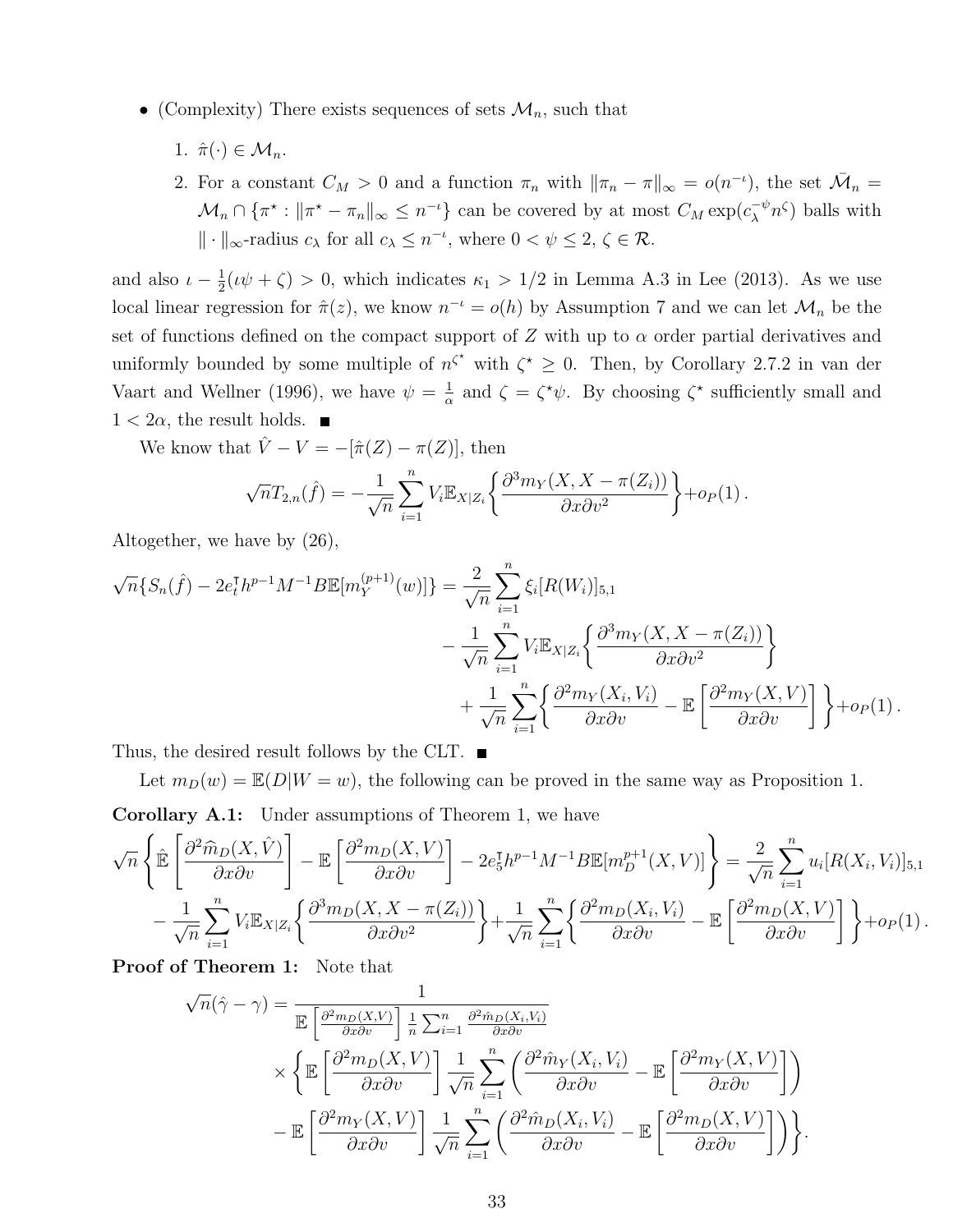- (Complexity) There exists sequences of sets $\mathcal{M}_n$, such that

  1. $\hat{\pi}(\cdot) \in \mathcal{M}_n$.
  2. For a constant $C_M > 0$ and a function $\pi_n$ with $\|\pi_n - \pi\|_\infty = o(n^{-\iota})$, the set $\bar{\mathcal{M}}_n = \mathcal{M}_n \cap \{\pi^\star : \|\pi^\star - \pi_n\|_\infty \leq n^{-\iota}\}$ can be covered by at most $C_M \exp(c_\lambda^{-\psi} n^\zeta)$ balls with $\|\cdot\|_\infty$-radius $c_\lambda$ for all $c_\lambda \leq n^{-\iota}$, where $0 < \psi \leq 2$, $\zeta \in \mathcal{R}$.

and also $\iota - \frac{1}{2}(\iota\psi + \zeta) > 0$, which indicates $\kappa_1 > 1/2$ in Lemma A.3 in Lee (2013). As we use local linear regression for $\hat{\pi}(z)$, we know $n^{-\iota} = o(h)$ by Assumption 7 and we can let $\mathcal{M}_n$ be the set of functions defined on the compact support of $Z$ with up to $\alpha$ order partial derivatives and uniformly bounded by some multiple of $n^{\zeta^\star}$ with $\zeta^\star \geq 0$. Then, by Corollary 2.7.2 in van der Vaart and Wellner (1996), we have $\psi = \frac{1}{\alpha}$ and $\zeta = \zeta^\star \psi$. By choosing $\zeta^\star$ sufficiently small and $1 < 2\alpha$, the result holds. ∎

We know that $\hat{V} - V = -[\hat{\pi}(Z) - \pi(Z)]$, then

$$\sqrt{n} T_{2,n}(\hat{f}) = -\frac{1}{\sqrt{n}} \sum_{i=1}^n V_i \mathbb{E}_{X|Z_i} \left\{ \frac{\partial^3 m_Y(X, X - \pi(Z_i))}{\partial x \partial v^2} \right\} + o_P(1) .$$

Altogether, we have by (26),

$$\begin{aligned}
\sqrt{n}\{S_n(\hat{f}) - 2e_t^\intercal h^{p-1} M^{-1} B \mathbb{E}[m_Y^{(p+1)}(w)]\} &= \frac{2}{\sqrt{n}} \sum_{i=1}^n \xi_i [R(W_i)]_{5,1} \\
&\quad - \frac{1}{\sqrt{n}} \sum_{i=1}^n V_i \mathbb{E}_{X|Z_i} \left\{ \frac{\partial^3 m_Y(X, X - \pi(Z_i))}{\partial x \partial v^2} \right\} \\
&\quad + \frac{1}{\sqrt{n}} \sum_{i=1}^n \left\{ \frac{\partial^2 m_Y(X_i, V_i)}{\partial x \partial v} - \mathbb{E}\left[ \frac{\partial^2 m_Y(X, V)}{\partial x \partial v} \right] \right\} + o_P(1) .
\end{aligned}$$

Thus, the desired result follows by the CLT. ∎

Let $m_D(w) = \mathbb{E}(D|W = w)$, the following can be proved in the same way as Proposition 1.

**Corollary A.1:** Under assumptions of Theorem 1, we have

$$\begin{aligned}
&\sqrt{n}\left\{ \hat{\mathbb{E}}\left[ \frac{\partial^2 \widehat{m}_D(X, \hat{V})}{\partial x \partial v} \right] - \mathbb{E}\left[ \frac{\partial^2 m_D(X, V)}{\partial x \partial v} \right] - 2e_5^\intercal h^{p-1} M^{-1} B \mathbb{E}[m_D^{p+1}(X, V)] \right\} = \frac{2}{\sqrt{n}} \sum_{i=1}^n u_i [R(X_i, V_i)]_{5,1} \\
&\quad - \frac{1}{\sqrt{n}} \sum_{i=1}^n V_i \mathbb{E}_{X|Z_i} \left\{ \frac{\partial^3 m_D(X, X - \pi(Z_i))}{\partial x \partial v^2} \right\} + \frac{1}{\sqrt{n}} \sum_{i=1}^n \left\{ \frac{\partial^2 m_D(X_i, V_i)}{\partial x \partial v} - \mathbb{E}\left[ \frac{\partial^2 m_D(X, V)}{\partial x \partial v} \right] \right\} + o_P(1) .
\end{aligned}$$

**Proof of Theorem 1:** Note that

$$\begin{aligned}
\sqrt{n}(\hat{\gamma} - \gamma) &= \frac{1}{\mathbb{E}\left[ \frac{\partial^2 m_D(X,V)}{\partial x \partial v} \right] \frac{1}{n} \sum_{i=1}^n \frac{\partial^2 \hat{m}_D(X_i, V_i)}{\partial x \partial v}} \\
&\quad \times \left\{ \mathbb{E}\left[ \frac{\partial^2 m_D(X, V)}{\partial x \partial v} \right] \frac{1}{\sqrt{n}} \sum_{i=1}^n \left( \frac{\partial^2 \hat{m}_Y(X_i, V_i)}{\partial x \partial v} - \mathbb{E}\left[ \frac{\partial^2 m_Y(X, V)}{\partial x \partial v} \right] \right) \right. \\
&\quad \left. - \mathbb{E}\left[ \frac{\partial^2 m_Y(X, V)}{\partial x \partial v} \right] \frac{1}{\sqrt{n}} \sum_{i=1}^n \left( \frac{\partial^2 \hat{m}_D(X_i, V_i)}{\partial x \partial v} - \mathbb{E}\left[ \frac{\partial^2 m_D(X, V)}{\partial x \partial v} \right] \right) \right\}.
\end{aligned}$$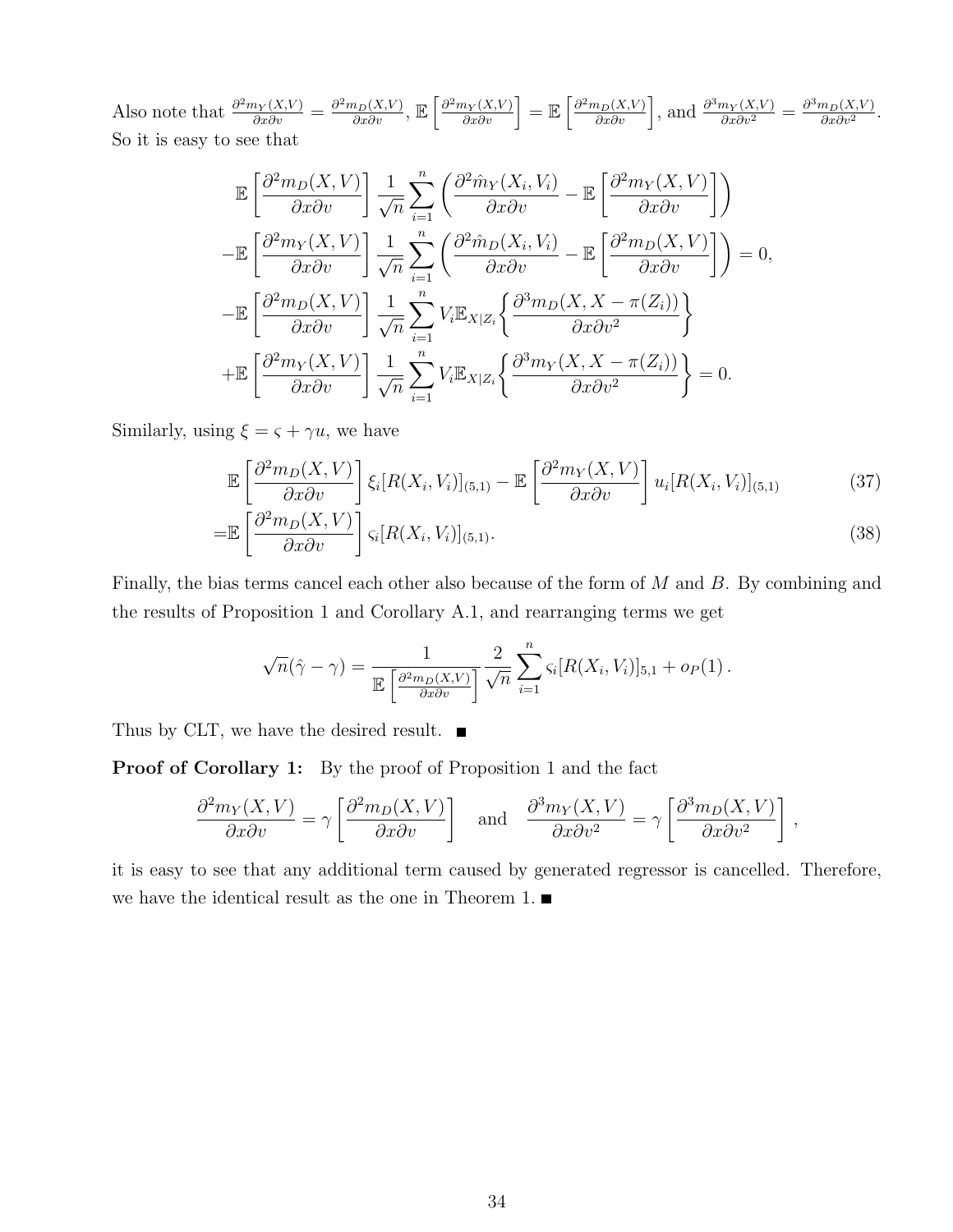Also note that $\frac{\partial^2 m_Y(X,V)}{\partial x \partial v} = \frac{\partial^2 m_D(X,V)}{\partial x \partial v}$, $\mathbb{E}\left[\frac{\partial^2 m_Y(X,V)}{\partial x \partial v}\right] = \mathbb{E}\left[\frac{\partial^2 m_D(X,V)}{\partial x \partial v}\right]$, and $\frac{\partial^3 m_Y(X,V)}{\partial x \partial v^2} = \frac{\partial^3 m_D(X,V)}{\partial x \partial v^2}$. So it is easy to see that

$$
\begin{aligned}
&\mathbb{E}\left[\frac{\partial^2 m_D(X,V)}{\partial x \partial v}\right] \frac{1}{\sqrt{n}} \sum_{i=1}^{n} \left( \frac{\partial^2 \hat{m}_Y(X_i,V_i)}{\partial x \partial v} - \mathbb{E}\left[\frac{\partial^2 m_Y(X,V)}{\partial x \partial v}\right] \right) \\
&- \mathbb{E}\left[\frac{\partial^2 m_Y(X,V)}{\partial x \partial v}\right] \frac{1}{\sqrt{n}} \sum_{i=1}^{n} \left( \frac{\partial^2 \hat{m}_D(X_i,V_i)}{\partial x \partial v} - \mathbb{E}\left[\frac{\partial^2 m_D(X,V)}{\partial x \partial v}\right] \right) = 0, \\
&- \mathbb{E}\left[\frac{\partial^2 m_D(X,V)}{\partial x \partial v}\right] \frac{1}{\sqrt{n}} \sum_{i=1}^{n} V_i \mathbb{E}_{X|Z_i} \left\{ \frac{\partial^3 m_D(X, X - \pi(Z_i))}{\partial x \partial v^2} \right\} \\
&+ \mathbb{E}\left[\frac{\partial^2 m_Y(X,V)}{\partial x \partial v}\right] \frac{1}{\sqrt{n}} \sum_{i=1}^{n} V_i \mathbb{E}_{X|Z_i} \left\{ \frac{\partial^3 m_Y(X, X - \pi(Z_i))}{\partial x \partial v^2} \right\} = 0.
\end{aligned}
$$

Similarly, using $\xi = \varsigma + \gamma u$, we have

$$
\mathbb{E}\left[\frac{\partial^2 m_D(X,V)}{\partial x \partial v}\right] \xi_i [R(X_i,V_i)]_{(5,1)} - \mathbb{E}\left[\frac{\partial^2 m_Y(X,V)}{\partial x \partial v}\right] u_i [R(X_i,V_i)]_{(5,1)} \tag{37}
$$

$$
= \mathbb{E}\left[\frac{\partial^2 m_D(X,V)}{\partial x \partial v}\right] \varsigma_i [R(X_i,V_i)]_{(5,1)}. \tag{38}
$$

Finally, the bias terms cancel each other also because of the form of $M$ and $B$. By combining and the results of Proposition 1 and Corollary A.1, and rearranging terms we get

$$
\sqrt{n}(\hat{\gamma} - \gamma) = \frac{1}{\mathbb{E}\left[\frac{\partial^2 m_D(X,V)}{\partial x \partial v}\right]} \frac{2}{\sqrt{n}} \sum_{i=1}^{n} \varsigma_i [R(X_i,V_i)]_{5,1} + o_P(1).
$$

Thus by CLT, we have the desired result. ■

**Proof of Corollary 1:** By the proof of Proposition 1 and the fact

$$
\frac{\partial^2 m_Y(X,V)}{\partial x \partial v} = \gamma \left[\frac{\partial^2 m_D(X,V)}{\partial x \partial v}\right] \quad \text{and} \quad \frac{\partial^3 m_Y(X,V)}{\partial x \partial v^2} = \gamma \left[\frac{\partial^3 m_D(X,V)}{\partial x \partial v^2}\right],
$$

it is easy to see that any additional term caused by generated regressor is cancelled. Therefore, we have the identical result as the one in Theorem 1. ■